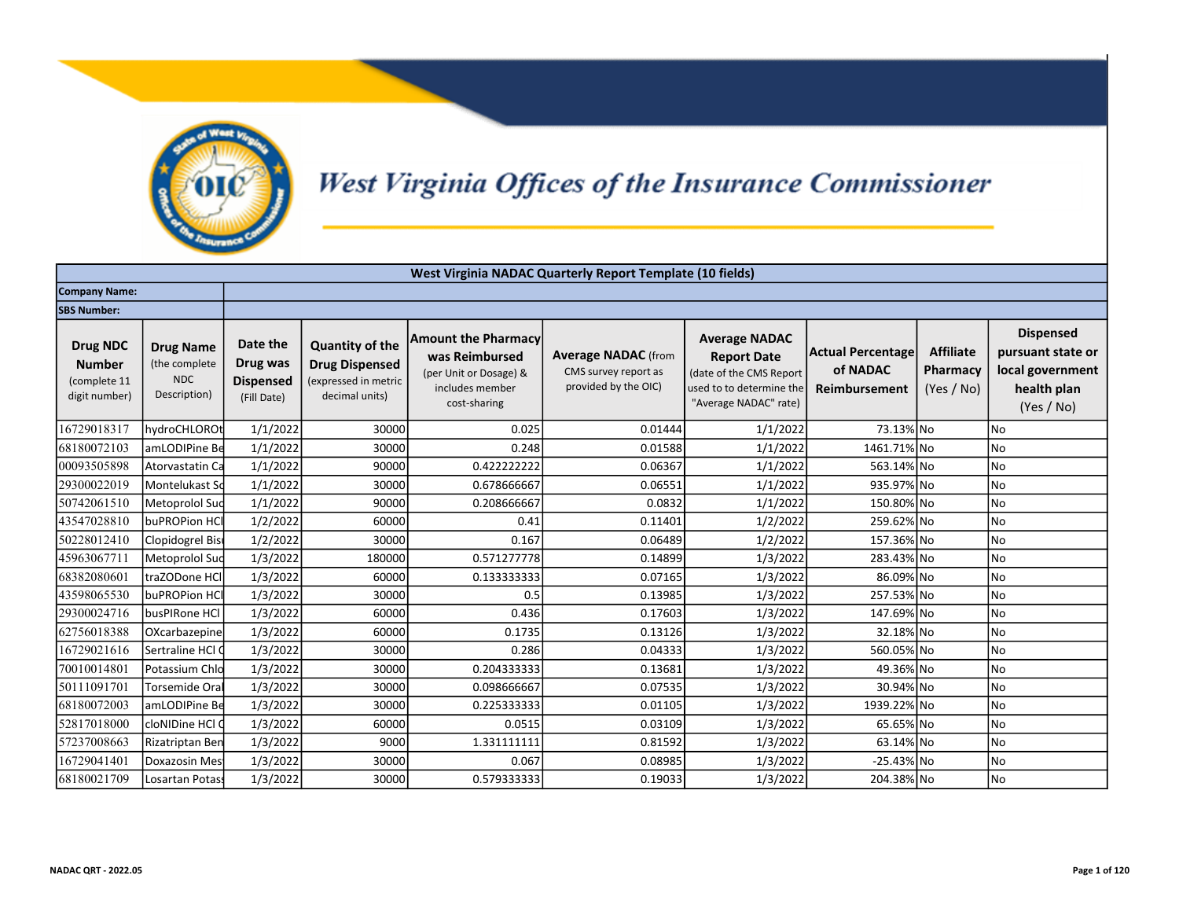# West Virginia Offices of the Insurance Commissioner

| West Virginia NADAC Quarterly Report Template (10 fields) | | | | | | | | | |
|---|---|---|---|---|---|---|---|---|---|
| **Company Name:** | | | | | | | | | |
| **SBS Number:** | | | | | | | | | |
| **Drug NDC Number** (complete 11 digit number) | **Drug Name** (the complete NDC Description) | **Date the Drug was Dispensed** (Fill Date) | **Quantity of the Drug Dispensed** (expressed in metric decimal units) | **Amount the Pharmacy was Reimbursed** (per Unit or Dosage) & includes member cost-sharing | **Average NADAC** (from CMS survey report as provided by the OIC) | **Average NADAC Report Date** (date of the CMS Report used to to determine the "Average NADAC" rate) | **Actual Percentage of NADAC Reimbursement** | **Affiliate Pharmacy** (Yes / No) | **Dispensed pursuant state or local government health plan** (Yes / No) |
| 16729018317 | hydroCHLOROt | 1/1/2022 | 30000 | 0.025 | 0.01444 | 1/1/2022 | 73.13% | No | No |
| 68180072103 | amLODIPine Be | 1/1/2022 | 30000 | 0.248 | 0.01588 | 1/1/2022 | 1461.71% | No | No |
| 00093505898 | Atorvastatin Ca | 1/1/2022 | 90000 | 0.422222222 | 0.06367 | 1/1/2022 | 563.14% | No | No |
| 29300022019 | Montelukast So | 1/1/2022 | 30000 | 0.678666667 | 0.06551 | 1/1/2022 | 935.97% | No | No |
| 50742061510 | Metoprolol Suc | 1/1/2022 | 90000 | 0.208666667 | 0.0832 | 1/1/2022 | 150.80% | No | No |
| 43547028810 | buPROPion HCl | 1/2/2022 | 60000 | 0.41 | 0.11401 | 1/2/2022 | 259.62% | No | No |
| 50228012410 | Clopidogrel Bis | 1/2/2022 | 30000 | 0.167 | 0.06489 | 1/2/2022 | 157.36% | No | No |
| 45963067711 | Metoprolol Suc | 1/3/2022 | 180000 | 0.571277778 | 0.14899 | 1/3/2022 | 283.43% | No | No |
| 68382080601 | traZODone HCl | 1/3/2022 | 60000 | 0.133333333 | 0.07165 | 1/3/2022 | 86.09% | No | No |
| 43598065530 | buPROPion HCl | 1/3/2022 | 30000 | 0.5 | 0.13985 | 1/3/2022 | 257.53% | No | No |
| 29300024716 | busPIRone HCl | 1/3/2022 | 60000 | 0.436 | 0.17603 | 1/3/2022 | 147.69% | No | No |
| 62756018388 | OXcarbazepine | 1/3/2022 | 60000 | 0.1735 | 0.13126 | 1/3/2022 | 32.18% | No | No |
| 16729021616 | Sertraline HCl O | 1/3/2022 | 30000 | 0.286 | 0.04333 | 1/3/2022 | 560.05% | No | No |
| 70010014801 | Potassium Chlo | 1/3/2022 | 30000 | 0.204333333 | 0.13681 | 1/3/2022 | 49.36% | No | No |
| 50111091701 | Torsemide Oral | 1/3/2022 | 30000 | 0.098666667 | 0.07535 | 1/3/2022 | 30.94% | No | No |
| 68180072003 | amLODIPine Be | 1/3/2022 | 30000 | 0.225333333 | 0.01105 | 1/3/2022 | 1939.22% | No | No |
| 52817018000 | cloNIDine HCl O | 1/3/2022 | 60000 | 0.0515 | 0.03109 | 1/3/2022 | 65.65% | No | No |
| 57237008663 | Rizatriptan Ben | 1/3/2022 | 9000 | 1.331111111 | 0.81592 | 1/3/2022 | 63.14% | No | No |
| 16729041401 | Doxazosin Mes | 1/3/2022 | 30000 | 0.067 | 0.08985 | 1/3/2022 | -25.43% | No | No |
| 68180021709 | Losartan Potas | 1/3/2022 | 30000 | 0.579333333 | 0.19033 | 1/3/2022 | 204.38% | No | No |

NADAC QRT - 2022.05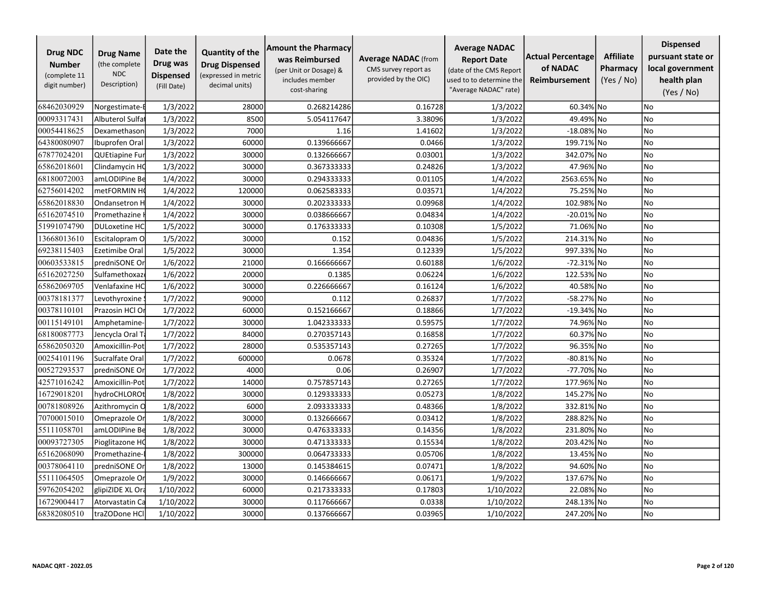| Drug NDC Number (complete 11 digit number) | Drug Name (the complete NDC Description) | Date the Drug was Dispensed (Fill Date) | Quantity of the Drug Dispensed (expressed in metric decimal units) | Amount the Pharmacy was Reimbursed (per Unit or Dosage) & includes member cost-sharing | Average NADAC (from CMS survey report as provided by the OIC) | Average NADAC Report Date (date of the CMS Report used to to determine the "Average NADAC" rate) | Actual Percentage of NADAC Reimbursement | Affiliate Pharmacy (Yes / No) | Dispensed pursuant state or local government health plan (Yes / No) |
|---|---|---|---|---|---|---|---|---|---|
| 68462030929 | Norgestimate-E | 1/3/2022 | 28000 | 0.268214286 | 0.16728 | 1/3/2022 | 60.34% | No | No |
| 00093317431 | Albuterol Sulfat | 1/3/2022 | 8500 | 5.054117647 | 3.38096 | 1/3/2022 | 49.49% | No | No |
| 00054418625 | Dexamethason | 1/3/2022 | 7000 | 1.16 | 1.41602 | 1/3/2022 | -18.08% | No | No |
| 64380080907 | Ibuprofen Oral | 1/3/2022 | 60000 | 0.139666667 | 0.0466 | 1/3/2022 | 199.71% | No | No |
| 67877024201 | QUEtiapine Fur | 1/3/2022 | 30000 | 0.132666667 | 0.03001 | 1/3/2022 | 342.07% | No | No |
| 65862018601 | Clindamycin HC | 1/3/2022 | 30000 | 0.367333333 | 0.24826 | 1/3/2022 | 47.96% | No | No |
| 68180072003 | amLODIPine Be | 1/4/2022 | 30000 | 0.294333333 | 0.01105 | 1/4/2022 | 2563.65% | No | No |
| 62756014202 | metFORMIN HC | 1/4/2022 | 120000 | 0.062583333 | 0.03571 | 1/4/2022 | 75.25% | No | No |
| 65862018830 | Ondansetron H | 1/4/2022 | 30000 | 0.202333333 | 0.09968 | 1/4/2022 | 102.98% | No | No |
| 65162074510 | Promethazine H | 1/4/2022 | 30000 | 0.038666667 | 0.04834 | 1/4/2022 | -20.01% | No | No |
| 51991074790 | DULoxetine HC | 1/5/2022 | 30000 | 0.176333333 | 0.10308 | 1/5/2022 | 71.06% | No | No |
| 13668013610 | Escitalopram O | 1/5/2022 | 30000 | 0.152 | 0.04836 | 1/5/2022 | 214.31% | No | No |
| 69238115403 | Ezetimibe Oral | 1/5/2022 | 30000 | 1.354 | 0.12339 | 1/5/2022 | 997.33% | No | No |
| 00603533815 | predniSONE Or | 1/6/2022 | 21000 | 0.166666667 | 0.60188 | 1/6/2022 | -72.31% | No | No |
| 65162027250 | Sulfamethoxaz | 1/6/2022 | 20000 | 0.1385 | 0.06224 | 1/6/2022 | 122.53% | No | No |
| 65862069705 | Venlafaxine HC | 1/6/2022 | 30000 | 0.226666667 | 0.16124 | 1/6/2022 | 40.58% | No | No |
| 00378181377 | Levothyroxine S | 1/7/2022 | 90000 | 0.112 | 0.26837 | 1/7/2022 | -58.27% | No | No |
| 00378110101 | Prazosin HCl Or | 1/7/2022 | 60000 | 0.152166667 | 0.18866 | 1/7/2022 | -19.34% | No | No |
| 00115149101 | Amphetamine- | 1/7/2022 | 30000 | 1.042333333 | 0.59575 | 1/7/2022 | 74.96% | No | No |
| 68180087773 | Jencycla Oral T | 1/7/2022 | 84000 | 0.270357143 | 0.16858 | 1/7/2022 | 60.37% | No | No |
| 65862050320 | Amoxicillin-Pot | 1/7/2022 | 28000 | 0.535357143 | 0.27265 | 1/7/2022 | 96.35% | No | No |
| 00254101196 | Sucralfate Oral | 1/7/2022 | 600000 | 0.0678 | 0.35324 | 1/7/2022 | -80.81% | No | No |
| 00527293537 | predniSONE Or | 1/7/2022 | 4000 | 0.06 | 0.26907 | 1/7/2022 | -77.70% | No | No |
| 42571016242 | Amoxicillin-Pot | 1/7/2022 | 14000 | 0.757857143 | 0.27265 | 1/7/2022 | 177.96% | No | No |
| 16729018201 | hydroCHLOROt | 1/8/2022 | 30000 | 0.129333333 | 0.05273 | 1/8/2022 | 145.27% | No | No |
| 00781808926 | Azithromycin O | 1/8/2022 | 6000 | 2.093333333 | 0.48366 | 1/8/2022 | 332.81% | No | No |
| 70700015010 | Omeprazole Or | 1/8/2022 | 30000 | 0.132666667 | 0.03412 | 1/8/2022 | 288.82% | No | No |
| 55111058701 | amLODIPine Be | 1/8/2022 | 30000 | 0.476333333 | 0.14356 | 1/8/2022 | 231.80% | No | No |
| 00093727305 | Pioglitazone HC | 1/8/2022 | 30000 | 0.471333333 | 0.15534 | 1/8/2022 | 203.42% | No | No |
| 65162068090 | Promethazine-I | 1/8/2022 | 300000 | 0.064733333 | 0.05706 | 1/8/2022 | 13.45% | No | No |
| 00378064110 | predniSONE Or | 1/8/2022 | 13000 | 0.145384615 | 0.07471 | 1/8/2022 | 94.60% | No | No |
| 55111064505 | Omeprazole Or | 1/9/2022 | 30000 | 0.146666667 | 0.06171 | 1/9/2022 | 137.67% | No | No |
| 59762054202 | glipiZIDE XL Ora | 1/10/2022 | 60000 | 0.217333333 | 0.17803 | 1/10/2022 | 22.08% | No | No |
| 16729004417 | Atorvastatin Ca | 1/10/2022 | 30000 | 0.117666667 | 0.0338 | 1/10/2022 | 248.13% | No | No |
| 68382080510 | traZODone HCl | 1/10/2022 | 30000 | 0.137666667 | 0.03965 | 1/10/2022 | 247.20% | No | No |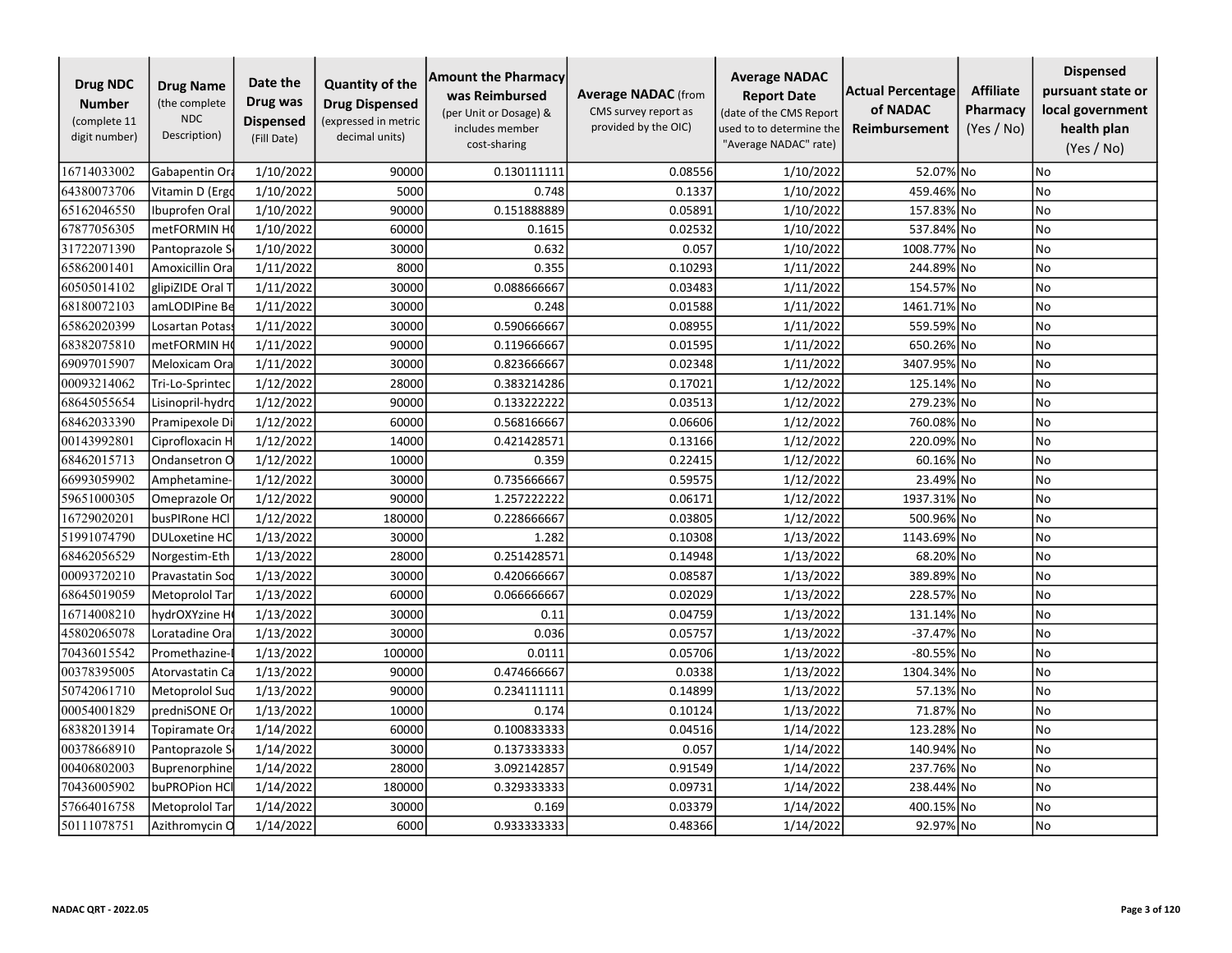| Drug NDC Number (complete 11 digit number) | Drug Name (the complete NDC Description) | Date the Drug was Dispensed (Fill Date) | Quantity of the Drug Dispensed (expressed in metric decimal units) | Amount the Pharmacy was Reimbursed (per Unit or Dosage) & includes member cost-sharing | Average NADAC (from CMS survey report as provided by the OIC) | Average NADAC Report Date (date of the CMS Report used to to determine the "Average NADAC" rate) | Actual Percentage of NADAC Reimbursement | Affiliate Pharmacy (Yes / No) | Dispensed pursuant state or local government health plan (Yes / No) |
|---|---|---|---|---|---|---|---|---|---|
| 16714033002 | Gabapentin Ora | 1/10/2022 | 90000 | 0.130111111 | 0.08556 | 1/10/2022 | 52.07% | No | No |
| 64380073706 | Vitamin D (Ergo | 1/10/2022 | 5000 | 0.748 | 0.1337 | 1/10/2022 | 459.46% | No | No |
| 65162046550 | Ibuprofen Oral | 1/10/2022 | 90000 | 0.151888889 | 0.05891 | 1/10/2022 | 157.83% | No | No |
| 67877056305 | metFORMIN H | 1/10/2022 | 60000 | 0.1615 | 0.02532 | 1/10/2022 | 537.84% | No | No |
| 31722071390 | Pantoprazole S | 1/10/2022 | 30000 | 0.632 | 0.057 | 1/10/2022 | 1008.77% | No | No |
| 65862001401 | Amoxicillin Ora | 1/11/2022 | 8000 | 0.355 | 0.10293 | 1/11/2022 | 244.89% | No | No |
| 60505014102 | glipiZIDE Oral T | 1/11/2022 | 30000 | 0.088666667 | 0.03483 | 1/11/2022 | 154.57% | No | No |
| 68180072103 | amLODIPine Be | 1/11/2022 | 30000 | 0.248 | 0.01588 | 1/11/2022 | 1461.71% | No | No |
| 65862020399 | Losartan Potass | 1/11/2022 | 30000 | 0.590666667 | 0.08955 | 1/11/2022 | 559.59% | No | No |
| 68382075810 | metFORMIN H | 1/11/2022 | 90000 | 0.119666667 | 0.01595 | 1/11/2022 | 650.26% | No | No |
| 69097015907 | Meloxicam Ora | 1/11/2022 | 30000 | 0.823666667 | 0.02348 | 1/11/2022 | 3407.95% | No | No |
| 00093214062 | Tri-Lo-Sprintec | 1/12/2022 | 28000 | 0.383214286 | 0.17021 | 1/12/2022 | 125.14% | No | No |
| 68645055654 | Lisinopril-hydro | 1/12/2022 | 90000 | 0.133222222 | 0.03513 | 1/12/2022 | 279.23% | No | No |
| 68462033390 | Pramipexole Di | 1/12/2022 | 60000 | 0.568166667 | 0.06606 | 1/12/2022 | 760.08% | No | No |
| 00143992801 | Ciprofloxacin H | 1/12/2022 | 14000 | 0.421428571 | 0.13166 | 1/12/2022 | 220.09% | No | No |
| 68462015713 | Ondansetron O | 1/12/2022 | 10000 | 0.359 | 0.22415 | 1/12/2022 | 60.16% | No | No |
| 66993059902 | Amphetamine- | 1/12/2022 | 30000 | 0.735666667 | 0.59575 | 1/12/2022 | 23.49% | No | No |
| 59651000305 | Omeprazole Or | 1/12/2022 | 90000 | 1.257222222 | 0.06171 | 1/12/2022 | 1937.31% | No | No |
| 16729020201 | busPIRone HCl | 1/12/2022 | 180000 | 0.228666667 | 0.03805 | 1/12/2022 | 500.96% | No | No |
| 51991074790 | DULoxetine HC | 1/13/2022 | 30000 | 1.282 | 0.10308 | 1/13/2022 | 1143.69% | No | No |
| 68462056529 | Norgestim-Eth | 1/13/2022 | 28000 | 0.251428571 | 0.14948 | 1/13/2022 | 68.20% | No | No |
| 00093720210 | Pravastatin Sod | 1/13/2022 | 30000 | 0.420666667 | 0.08587 | 1/13/2022 | 389.89% | No | No |
| 68645019059 | Metoprolol Tar | 1/13/2022 | 60000 | 0.066666667 | 0.02029 | 1/13/2022 | 228.57% | No | No |
| 16714008210 | hydrOXYzine H | 1/13/2022 | 30000 | 0.11 | 0.04759 | 1/13/2022 | 131.14% | No | No |
| 45802065078 | Loratadine Ora | 1/13/2022 | 30000 | 0.036 | 0.05757 | 1/13/2022 | -37.47% | No | No |
| 70436015542 | Promethazine- | 1/13/2022 | 100000 | 0.0111 | 0.05706 | 1/13/2022 | -80.55% | No | No |
| 00378395005 | Atorvastatin Ca | 1/13/2022 | 90000 | 0.474666667 | 0.0338 | 1/13/2022 | 1304.34% | No | No |
| 50742061710 | Metoprolol Suc | 1/13/2022 | 90000 | 0.234111111 | 0.14899 | 1/13/2022 | 57.13% | No | No |
| 00054001829 | predniSONE Or | 1/13/2022 | 10000 | 0.174 | 0.10124 | 1/13/2022 | 71.87% | No | No |
| 68382013914 | Topiramate Ora | 1/14/2022 | 60000 | 0.100833333 | 0.04516 | 1/14/2022 | 123.28% | No | No |
| 00378668910 | Pantoprazole S | 1/14/2022 | 30000 | 0.137333333 | 0.057 | 1/14/2022 | 140.94% | No | No |
| 00406802003 | Buprenorphine | 1/14/2022 | 28000 | 3.092142857 | 0.91549 | 1/14/2022 | 237.76% | No | No |
| 70436005902 | buPROPion HCl | 1/14/2022 | 180000 | 0.329333333 | 0.09731 | 1/14/2022 | 238.44% | No | No |
| 57664016758 | Metoprolol Tar | 1/14/2022 | 30000 | 0.169 | 0.03379 | 1/14/2022 | 400.15% | No | No |
| 50111078751 | Azithromycin O | 1/14/2022 | 6000 | 0.933333333 | 0.48366 | 1/14/2022 | 92.97% | No | No |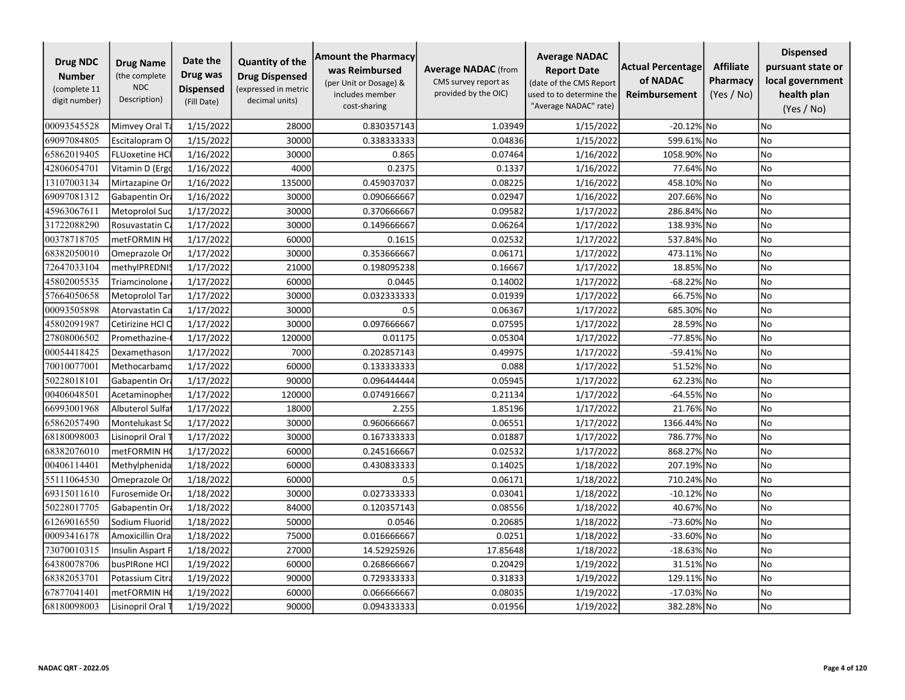| Drug NDC Number (complete 11 digit number) | Drug Name (the complete NDC Description) | Date the Drug was Dispensed (Fill Date) | Quantity of the Drug Dispensed (expressed in metric decimal units) | Amount the Pharmacy was Reimbursed (per Unit or Dosage) & includes member cost-sharing | Average NADAC (from CMS survey report as provided by the OIC) | Average NADAC Report Date (date of the CMS Report used to to determine the "Average NADAC" rate) | Actual Percentage of NADAC Reimbursement | Affiliate Pharmacy (Yes / No) | Dispensed pursuant state or local government health plan (Yes / No) |
|---|---|---|---|---|---|---|---|---|---|
| 00093545528 | Mimvey Oral Ta | 1/15/2022 | 28000 | 0.830357143 | 1.03949 | 1/15/2022 | -20.12% | No | No |
| 69097084805 | Escitalopram O | 1/15/2022 | 30000 | 0.338333333 | 0.04836 | 1/15/2022 | 599.61% | No | No |
| 65862019405 | FLUoxetine HCl | 1/16/2022 | 30000 | 0.865 | 0.07464 | 1/16/2022 | 1058.90% | No | No |
| 42806054701 | Vitamin D (Ergo | 1/16/2022 | 4000 | 0.2375 | 0.1337 | 1/16/2022 | 77.64% | No | No |
| 13107003134 | Mirtazapine Or | 1/16/2022 | 135000 | 0.459037037 | 0.08225 | 1/16/2022 | 458.10% | No | No |
| 69097081312 | Gabapentin Ora | 1/16/2022 | 30000 | 0.090666667 | 0.02947 | 1/16/2022 | 207.66% | No | No |
| 45963067611 | Metoprolol Suc | 1/17/2022 | 30000 | 0.370666667 | 0.09582 | 1/17/2022 | 286.84% | No | No |
| 31722088290 | Rosuvastatin Ca | 1/17/2022 | 30000 | 0.149666667 | 0.06264 | 1/17/2022 | 138.93% | No | No |
| 00378718705 | metFORMIN HC | 1/17/2022 | 60000 | 0.1615 | 0.02532 | 1/17/2022 | 537.84% | No | No |
| 68382050010 | Omeprazole Or | 1/17/2022 | 30000 | 0.353666667 | 0.06171 | 1/17/2022 | 473.11% | No | No |
| 72647033104 | methylPREDNIS | 1/17/2022 | 21000 | 0.198095238 | 0.16667 | 1/17/2022 | 18.85% | No | No |
| 45802005535 | Triamcinolone A | 1/17/2022 | 60000 | 0.0445 | 0.14002 | 1/17/2022 | -68.22% | No | No |
| 57664050658 | Metoprolol Tar | 1/17/2022 | 30000 | 0.032333333 | 0.01939 | 1/17/2022 | 66.75% | No | No |
| 00093505898 | Atorvastatin Ca | 1/17/2022 | 30000 | 0.5 | 0.06367 | 1/17/2022 | 685.30% | No | No |
| 45802091987 | Cetirizine HCl O | 1/17/2022 | 30000 | 0.097666667 | 0.07595 | 1/17/2022 | 28.59% | No | No |
| 27808006502 | Promethazine-( | 1/17/2022 | 120000 | 0.01175 | 0.05304 | 1/17/2022 | -77.85% | No | No |
| 00054418425 | Dexamethason | 1/17/2022 | 7000 | 0.202857143 | 0.49975 | 1/17/2022 | -59.41% | No | No |
| 70010077001 | Methocarbamo | 1/17/2022 | 60000 | 0.133333333 | 0.088 | 1/17/2022 | 51.52% | No | No |
| 50228018101 | Gabapentin Ora | 1/17/2022 | 90000 | 0.096444444 | 0.05945 | 1/17/2022 | 62.23% | No | No |
| 00406048501 | Acetaminophen | 1/17/2022 | 120000 | 0.074916667 | 0.21134 | 1/17/2022 | -64.55% | No | No |
| 66993001968 | Albuterol Sulfat | 1/17/2022 | 18000 | 2.255 | 1.85196 | 1/17/2022 | 21.76% | No | No |
| 65862057490 | Montelukast So | 1/17/2022 | 30000 | 0.960666667 | 0.06551 | 1/17/2022 | 1366.44% | No | No |
| 68180098003 | Lisinopril Oral T | 1/17/2022 | 30000 | 0.167333333 | 0.01887 | 1/17/2022 | 786.77% | No | No |
| 68382076010 | metFORMIN HC | 1/17/2022 | 60000 | 0.245166667 | 0.02532 | 1/17/2022 | 868.27% | No | No |
| 00406114401 | Methylphenida | 1/18/2022 | 60000 | 0.430833333 | 0.14025 | 1/18/2022 | 207.19% | No | No |
| 55111064530 | Omeprazole Or | 1/18/2022 | 60000 | 0.5 | 0.06171 | 1/18/2022 | 710.24% | No | No |
| 69315011610 | Furosemide Ora | 1/18/2022 | 30000 | 0.027333333 | 0.03041 | 1/18/2022 | -10.12% | No | No |
| 50228017705 | Gabapentin Ora | 1/18/2022 | 84000 | 0.120357143 | 0.08556 | 1/18/2022 | 40.67% | No | No |
| 61269016550 | Sodium Fluorid | 1/18/2022 | 50000 | 0.0546 | 0.20685 | 1/18/2022 | -73.60% | No | No |
| 00093416178 | Amoxicillin Ora | 1/18/2022 | 75000 | 0.016666667 | 0.0251 | 1/18/2022 | -33.60% | No | No |
| 73070010315 | Insulin Aspart F | 1/18/2022 | 27000 | 14.52925926 | 17.85648 | 1/18/2022 | -18.63% | No | No |
| 64380078706 | busPIRone HCl | 1/19/2022 | 60000 | 0.268666667 | 0.20429 | 1/19/2022 | 31.51% | No | No |
| 68382053701 | Potassium Citra | 1/19/2022 | 90000 | 0.729333333 | 0.31833 | 1/19/2022 | 129.11% | No | No |
| 67877041401 | metFORMIN HC | 1/19/2022 | 60000 | 0.066666667 | 0.08035 | 1/19/2022 | -17.03% | No | No |
| 68180098003 | Lisinopril Oral T | 1/19/2022 | 90000 | 0.094333333 | 0.01956 | 1/19/2022 | 382.28% | No | No |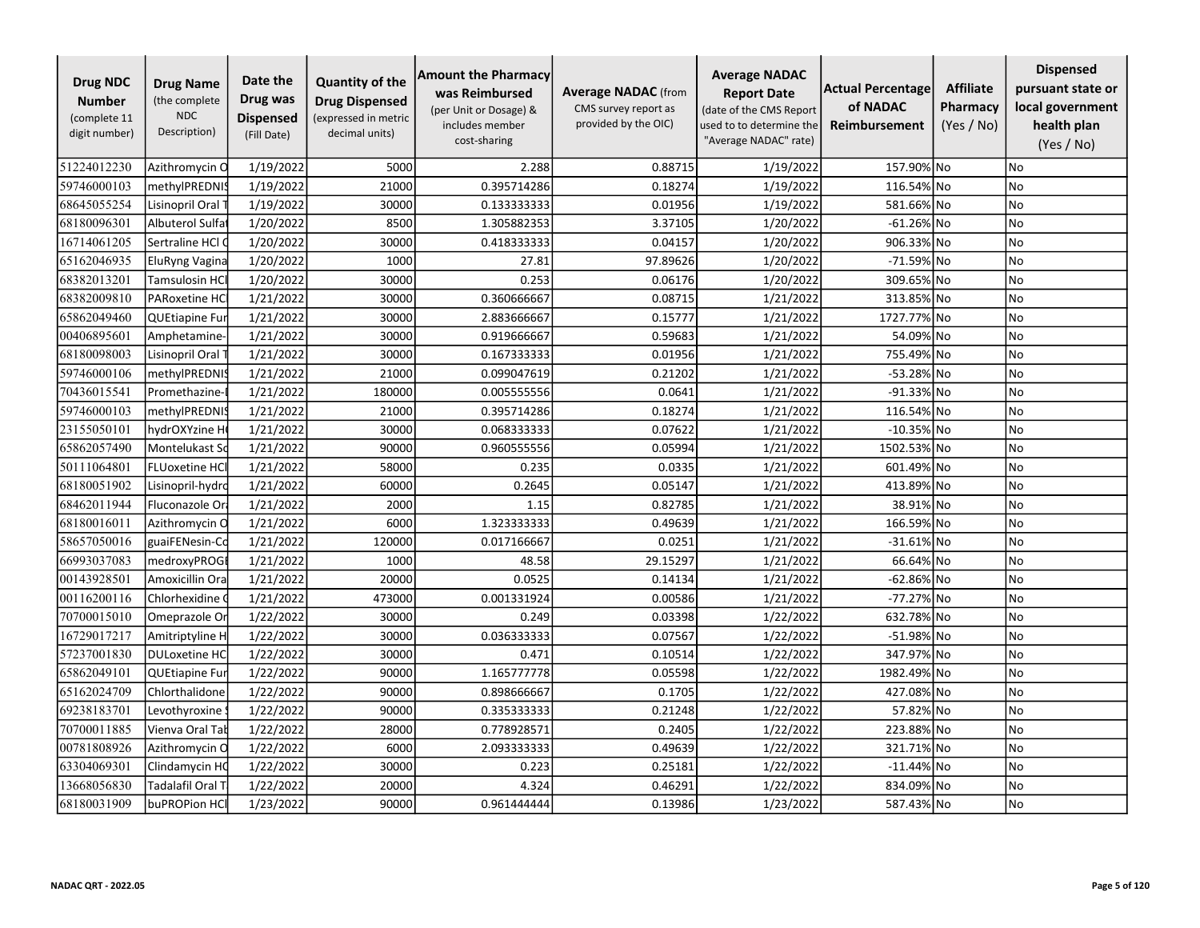| Drug NDC Number (complete 11 digit number) | Drug Name (the complete NDC Description) | Date the Drug was Dispensed (Fill Date) | Quantity of the Drug Dispensed (expressed in metric decimal units) | Amount the Pharmacy was Reimbursed (per Unit or Dosage) & includes member cost-sharing | Average NADAC (from CMS survey report as provided by the OIC) | Average NADAC Report Date (date of the CMS Report used to to determine the "Average NADAC" rate) | Actual Percentage of NADAC Reimbursement | Affiliate Pharmacy (Yes / No) | Dispensed pursuant state or local government health plan (Yes / No) |
|---|---|---|---|---|---|---|---|---|---|
| 51224012230 | Azithromycin O | 1/19/2022 | 5000 | 2.288 | 0.88715 | 1/19/2022 | 157.90% | No | No |
| 59746000103 | methylPREDNIS | 1/19/2022 | 21000 | 0.395714286 | 0.18274 | 1/19/2022 | 116.54% | No | No |
| 68645055254 | Lisinopril Oral T | 1/19/2022 | 30000 | 0.133333333 | 0.01956 | 1/19/2022 | 581.66% | No | No |
| 68180096301 | Albuterol Sulfat | 1/20/2022 | 8500 | 1.305882353 | 3.37105 | 1/20/2022 | -61.26% | No | No |
| 16714061205 | Sertraline HCl C | 1/20/2022 | 30000 | 0.418333333 | 0.04157 | 1/20/2022 | 906.33% | No | No |
| 65162046935 | EluRyng Vagina | 1/20/2022 | 1000 | 27.81 | 97.89626 | 1/20/2022 | -71.59% | No | No |
| 68382013201 | Tamsulosin HCl | 1/20/2022 | 30000 | 0.253 | 0.06176 | 1/20/2022 | 309.65% | No | No |
| 68382009810 | PARoxetine HCl | 1/21/2022 | 30000 | 0.360666667 | 0.08715 | 1/21/2022 | 313.85% | No | No |
| 65862049460 | QUEtiapine Fur | 1/21/2022 | 30000 | 2.883666667 | 0.15777 | 1/21/2022 | 1727.77% | No | No |
| 00406895601 | Amphetamine- | 1/21/2022 | 30000 | 0.919666667 | 0.59683 | 1/21/2022 | 54.09% | No | No |
| 68180098003 | Lisinopril Oral T | 1/21/2022 | 30000 | 0.167333333 | 0.01956 | 1/21/2022 | 755.49% | No | No |
| 59746000106 | methylPREDNIS | 1/21/2022 | 21000 | 0.099047619 | 0.21202 | 1/21/2022 | -53.28% | No | No |
| 70436015541 | Promethazine-I | 1/21/2022 | 180000 | 0.005555556 | 0.0641 | 1/21/2022 | -91.33% | No | No |
| 59746000103 | methylPREDNIS | 1/21/2022 | 21000 | 0.395714286 | 0.18274 | 1/21/2022 | 116.54% | No | No |
| 23155050101 | hydrOXYzine H | 1/21/2022 | 30000 | 0.068333333 | 0.07622 | 1/21/2022 | -10.35% | No | No |
| 65862057490 | Montelukast So | 1/21/2022 | 90000 | 0.960555556 | 0.05994 | 1/21/2022 | 1502.53% | No | No |
| 50111064801 | FLUoxetine HCl | 1/21/2022 | 58000 | 0.235 | 0.0335 | 1/21/2022 | 601.49% | No | No |
| 68180051902 | Lisinopril-hydro | 1/21/2022 | 60000 | 0.2645 | 0.05147 | 1/21/2022 | 413.89% | No | No |
| 68462011944 | Fluconazole Ora | 1/21/2022 | 2000 | 1.15 | 0.82785 | 1/21/2022 | 38.91% | No | No |
| 68180016011 | Azithromycin O | 1/21/2022 | 6000 | 1.323333333 | 0.49639 | 1/21/2022 | 166.59% | No | No |
| 58657050016 | guaiFENesin-Co | 1/21/2022 | 120000 | 0.017166667 | 0.0251 | 1/21/2022 | -31.61% | No | No |
| 66993037083 | medroxyPROGE | 1/21/2022 | 1000 | 48.58 | 29.15297 | 1/21/2022 | 66.64% | No | No |
| 00143928501 | Amoxicillin Ora | 1/21/2022 | 20000 | 0.0525 | 0.14134 | 1/21/2022 | -62.86% | No | No |
| 00116200116 | Chlorhexidine C | 1/21/2022 | 473000 | 0.001331924 | 0.00586 | 1/21/2022 | -77.27% | No | No |
| 70700015010 | Omeprazole Or | 1/22/2022 | 30000 | 0.249 | 0.03398 | 1/22/2022 | 632.78% | No | No |
| 16729017217 | Amitriptyline H | 1/22/2022 | 30000 | 0.036333333 | 0.07567 | 1/22/2022 | -51.98% | No | No |
| 57237001830 | DULoxetine HC | 1/22/2022 | 30000 | 0.471 | 0.10514 | 1/22/2022 | 347.97% | No | No |
| 65862049101 | QUEtiapine Fur | 1/22/2022 | 90000 | 1.165777778 | 0.05598 | 1/22/2022 | 1982.49% | No | No |
| 65162024709 | Chlorthalidone | 1/22/2022 | 90000 | 0.898666667 | 0.1705 | 1/22/2022 | 427.08% | No | No |
| 69238183701 | Levothyroxine S | 1/22/2022 | 90000 | 0.335333333 | 0.21248 | 1/22/2022 | 57.82% | No | No |
| 70700011885 | Vienva Oral Tab | 1/22/2022 | 28000 | 0.778928571 | 0.2405 | 1/22/2022 | 223.88% | No | No |
| 00781808926 | Azithromycin O | 1/22/2022 | 6000 | 2.093333333 | 0.49639 | 1/22/2022 | 321.71% | No | No |
| 63304069301 | Clindamycin HC | 1/22/2022 | 30000 | 0.223 | 0.25181 | 1/22/2022 | -11.44% | No | No |
| 13668056830 | Tadalafil Oral T | 1/22/2022 | 20000 | 4.324 | 0.46291 | 1/22/2022 | 834.09% | No | No |
| 68180031909 | buPROPion HCl | 1/23/2022 | 90000 | 0.961444444 | 0.13986 | 1/23/2022 | 587.43% | No | No |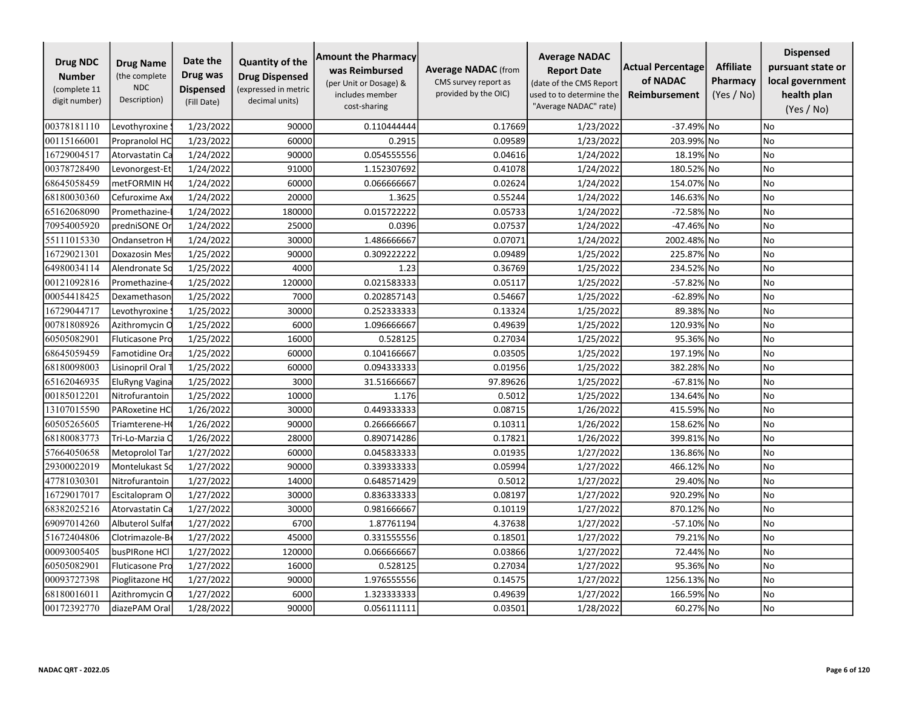| Drug NDC Number (complete 11 digit number) | Drug Name (the complete NDC Description) | Date the Drug was Dispensed (Fill Date) | Quantity of the Drug Dispensed (expressed in metric decimal units) | Amount the Pharmacy was Reimbursed (per Unit or Dosage) & includes member cost-sharing | Average NADAC (from CMS survey report as provided by the OIC) | Average NADAC Report Date (date of the CMS Report used to to determine the "Average NADAC" rate) | Actual Percentage of NADAC Reimbursement | Affiliate Pharmacy (Yes / No) | Dispensed pursuant state or local government health plan (Yes / No) |
|---|---|---|---|---|---|---|---|---|---|
| 00378181110 | Levothyroxine | 1/23/2022 | 90000 | 0.110444444 | 0.17669 | 1/23/2022 | -37.49% | No | No |
| 00115166001 | Propranolol HC | 1/23/2022 | 60000 | 0.2915 | 0.09589 | 1/23/2022 | 203.99% | No | No |
| 16729004517 | Atorvastatin Ca | 1/24/2022 | 90000 | 0.054555556 | 0.04616 | 1/24/2022 | 18.19% | No | No |
| 00378728490 | Levonorgest-Et | 1/24/2022 | 91000 | 1.152307692 | 0.41078 | 1/24/2022 | 180.52% | No | No |
| 68645058459 | metFORMIN H | 1/24/2022 | 60000 | 0.066666667 | 0.02624 | 1/24/2022 | 154.07% | No | No |
| 68180030360 | Cefuroxime Ax | 1/24/2022 | 20000 | 1.3625 | 0.55244 | 1/24/2022 | 146.63% | No | No |
| 65162068090 | Promethazine- | 1/24/2022 | 180000 | 0.015722222 | 0.05733 | 1/24/2022 | -72.58% | No | No |
| 70954005920 | predniSONE Or | 1/24/2022 | 25000 | 0.0396 | 0.07537 | 1/24/2022 | -47.46% | No | No |
| 55111015330 | Ondansetron H | 1/24/2022 | 30000 | 1.486666667 | 0.07071 | 1/24/2022 | 2002.48% | No | No |
| 16729021301 | Doxazosin Mes | 1/25/2022 | 90000 | 0.309222222 | 0.09489 | 1/25/2022 | 225.87% | No | No |
| 64980034114 | Alendronate So | 1/25/2022 | 4000 | 1.23 | 0.36769 | 1/25/2022 | 234.52% | No | No |
| 00121092816 | Promethazine- | 1/25/2022 | 120000 | 0.021583333 | 0.05117 | 1/25/2022 | -57.82% | No | No |
| 00054418425 | Dexamethason | 1/25/2022 | 7000 | 0.202857143 | 0.54667 | 1/25/2022 | -62.89% | No | No |
| 16729044717 | Levothyroxine | 1/25/2022 | 30000 | 0.252333333 | 0.13324 | 1/25/2022 | 89.38% | No | No |
| 00781808926 | Azithromycin O | 1/25/2022 | 6000 | 1.096666667 | 0.49639 | 1/25/2022 | 120.93% | No | No |
| 60505082901 | Fluticasone Pro | 1/25/2022 | 16000 | 0.528125 | 0.27034 | 1/25/2022 | 95.36% | No | No |
| 68645059459 | Famotidine Ora | 1/25/2022 | 60000 | 0.104166667 | 0.03505 | 1/25/2022 | 197.19% | No | No |
| 68180098003 | Lisinopril Oral T | 1/25/2022 | 60000 | 0.094333333 | 0.01956 | 1/25/2022 | 382.28% | No | No |
| 65162046935 | EluRyng Vagina | 1/25/2022 | 3000 | 31.51666667 | 97.89626 | 1/25/2022 | -67.81% | No | No |
| 00185012201 | Nitrofurantoin | 1/25/2022 | 10000 | 1.176 | 0.5012 | 1/25/2022 | 134.64% | No | No |
| 13107015590 | PARoxetine HC | 1/26/2022 | 30000 | 0.449333333 | 0.08715 | 1/26/2022 | 415.59% | No | No |
| 60505265605 | Triamterene-H | 1/26/2022 | 90000 | 0.266666667 | 0.10311 | 1/26/2022 | 158.62% | No | No |
| 68180083773 | Tri-Lo-Marzia O | 1/26/2022 | 28000 | 0.890714286 | 0.17821 | 1/26/2022 | 399.81% | No | No |
| 57664050658 | Metoprolol Tar | 1/27/2022 | 60000 | 0.045833333 | 0.01935 | 1/27/2022 | 136.86% | No | No |
| 29300022019 | Montelukast So | 1/27/2022 | 90000 | 0.339333333 | 0.05994 | 1/27/2022 | 466.12% | No | No |
| 47781030301 | Nitrofurantoin | 1/27/2022 | 14000 | 0.648571429 | 0.5012 | 1/27/2022 | 29.40% | No | No |
| 16729017017 | Escitalopram O | 1/27/2022 | 30000 | 0.836333333 | 0.08197 | 1/27/2022 | 920.29% | No | No |
| 68382025216 | Atorvastatin Ca | 1/27/2022 | 30000 | 0.981666667 | 0.10119 | 1/27/2022 | 870.12% | No | No |
| 69097014260 | Albuterol Sulfat | 1/27/2022 | 6700 | 1.87761194 | 4.37638 | 1/27/2022 | -57.10% | No | No |
| 51672404806 | Clotrimazole-B | 1/27/2022 | 45000 | 0.331555556 | 0.18501 | 1/27/2022 | 79.21% | No | No |
| 00093005405 | busPIRone HCl | 1/27/2022 | 120000 | 0.066666667 | 0.03866 | 1/27/2022 | 72.44% | No | No |
| 60505082901 | Fluticasone Pro | 1/27/2022 | 16000 | 0.528125 | 0.27034 | 1/27/2022 | 95.36% | No | No |
| 00093727398 | Pioglitazone H | 1/27/2022 | 90000 | 1.976555556 | 0.14575 | 1/27/2022 | 1256.13% | No | No |
| 68180016011 | Azithromycin O | 1/27/2022 | 6000 | 1.323333333 | 0.49639 | 1/27/2022 | 166.59% | No | No |
| 00172392770 | diazePAM Oral | 1/28/2022 | 90000 | 0.056111111 | 0.03501 | 1/28/2022 | 60.27% | No | No |

NADAC QRT - 2022.05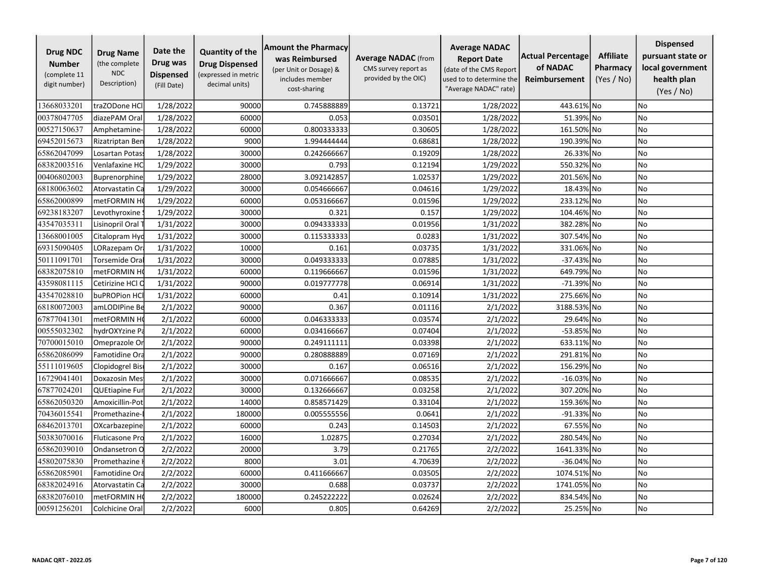| Drug NDC Number (complete 11 digit number) | Drug Name (the complete NDC Description) | Date the Drug was Dispensed (Fill Date) | Quantity of the Drug Dispensed (expressed in metric decimal units) | Amount the Pharmacy was Reimbursed (per Unit or Dosage) & includes member cost-sharing | Average NADAC (from CMS survey report as provided by the OIC) | Average NADAC Report Date (date of the CMS Report used to to determine the "Average NADAC" rate) | Actual Percentage of NADAC Reimbursement | Affiliate Pharmacy (Yes / No) | Dispensed pursuant state or local government health plan (Yes / No) |
|---|---|---|---|---|---|---|---|---|---|
| 13668033201 | traZODone HCl | 1/28/2022 | 90000 | 0.745888889 | 0.13721 | 1/28/2022 | 443.61% | No | No |
| 00378047705 | diazePAM Oral | 1/28/2022 | 60000 | 0.053 | 0.03501 | 1/28/2022 | 51.39% | No | No |
| 00527150637 | Amphetamine- | 1/28/2022 | 60000 | 0.800333333 | 0.30605 | 1/28/2022 | 161.50% | No | No |
| 69452015673 | Rizatriptan Ben | 1/28/2022 | 9000 | 1.994444444 | 0.68681 | 1/28/2022 | 190.39% | No | No |
| 65862047099 | Losartan Potas | 1/28/2022 | 30000 | 0.242666667 | 0.19209 | 1/28/2022 | 26.33% | No | No |
| 68382003516 | Venlafaxine HC | 1/29/2022 | 30000 | 0.793 | 0.12194 | 1/29/2022 | 550.32% | No | No |
| 00406802003 | Buprenorphine | 1/29/2022 | 28000 | 3.092142857 | 1.02537 | 1/29/2022 | 201.56% | No | No |
| 68180063602 | Atorvastatin Ca | 1/29/2022 | 30000 | 0.054666667 | 0.04616 | 1/29/2022 | 18.43% | No | No |
| 65862000899 | metFORMIN H | 1/29/2022 | 60000 | 0.053166667 | 0.01596 | 1/29/2022 | 233.12% | No | No |
| 69238183207 | Levothyroxine | 1/29/2022 | 30000 | 0.321 | 0.157 | 1/29/2022 | 104.46% | No | No |
| 43547035311 | Lisinopril Oral T | 1/31/2022 | 30000 | 0.094333333 | 0.01956 | 1/31/2022 | 382.28% | No | No |
| 13668001005 | Citalopram Hyd | 1/31/2022 | 30000 | 0.115333333 | 0.0283 | 1/31/2022 | 307.54% | No | No |
| 69315090405 | LORazepam Ora | 1/31/2022 | 10000 | 0.161 | 0.03735 | 1/31/2022 | 331.06% | No | No |
| 50111091701 | Torsemide Oral | 1/31/2022 | 30000 | 0.049333333 | 0.07885 | 1/31/2022 | -37.43% | No | No |
| 68382075810 | metFORMIN H | 1/31/2022 | 60000 | 0.119666667 | 0.01596 | 1/31/2022 | 649.79% | No | No |
| 43598081115 | Cetirizine HCl O | 1/31/2022 | 90000 | 0.019777778 | 0.06914 | 1/31/2022 | -71.39% | No | No |
| 43547028810 | buPROPion HCl | 1/31/2022 | 60000 | 0.41 | 0.10914 | 1/31/2022 | 275.66% | No | No |
| 68180072003 | amLODIPine Be | 2/1/2022 | 90000 | 0.367 | 0.01116 | 2/1/2022 | 3188.53% | No | No |
| 67877041301 | metFORMIN H | 2/1/2022 | 60000 | 0.046333333 | 0.03574 | 2/1/2022 | 29.64% | No | No |
| 00555032302 | hydrOXYzine Pa | 2/1/2022 | 60000 | 0.034166667 | 0.07404 | 2/1/2022 | -53.85% | No | No |
| 70700015010 | Omeprazole Or | 2/1/2022 | 90000 | 0.249111111 | 0.03398 | 2/1/2022 | 633.11% | No | No |
| 65862086099 | Famotidine Ora | 2/1/2022 | 90000 | 0.280888889 | 0.07169 | 2/1/2022 | 291.81% | No | No |
| 55111019605 | Clopidogrel Bis | 2/1/2022 | 30000 | 0.167 | 0.06516 | 2/1/2022 | 156.29% | No | No |
| 16729041401 | Doxazosin Mes | 2/1/2022 | 30000 | 0.071666667 | 0.08535 | 2/1/2022 | -16.03% | No | No |
| 67877024201 | QUEtiapine Fur | 2/1/2022 | 30000 | 0.132666667 | 0.03258 | 2/1/2022 | 307.20% | No | No |
| 65862050320 | Amoxicillin-Pot | 2/1/2022 | 14000 | 0.858571429 | 0.33104 | 2/1/2022 | 159.36% | No | No |
| 70436015541 | Promethazine- | 2/1/2022 | 180000 | 0.005555556 | 0.0641 | 2/1/2022 | -91.33% | No | No |
| 68462013701 | OXcarbazepine | 2/1/2022 | 60000 | 0.243 | 0.14503 | 2/1/2022 | 67.55% | No | No |
| 50383070016 | Fluticasone Pro | 2/1/2022 | 16000 | 1.02875 | 0.27034 | 2/1/2022 | 280.54% | No | No |
| 65862039010 | Ondansetron O | 2/2/2022 | 20000 | 3.79 | 0.21765 | 2/2/2022 | 1641.33% | No | No |
| 45802075830 | Promethazine | 2/2/2022 | 8000 | 3.01 | 4.70639 | 2/2/2022 | -36.04% | No | No |
| 65862085901 | Famotidine Ora | 2/2/2022 | 60000 | 0.411666667 | 0.03505 | 2/2/2022 | 1074.51% | No | No |
| 68382024916 | Atorvastatin Ca | 2/2/2022 | 30000 | 0.688 | 0.03737 | 2/2/2022 | 1741.05% | No | No |
| 68382076010 | metFORMIN H | 2/2/2022 | 180000 | 0.245222222 | 0.02624 | 2/2/2022 | 834.54% | No | No |
| 00591256201 | Colchicine Oral | 2/2/2022 | 6000 | 0.805 | 0.64269 | 2/2/2022 | 25.25% | No | No |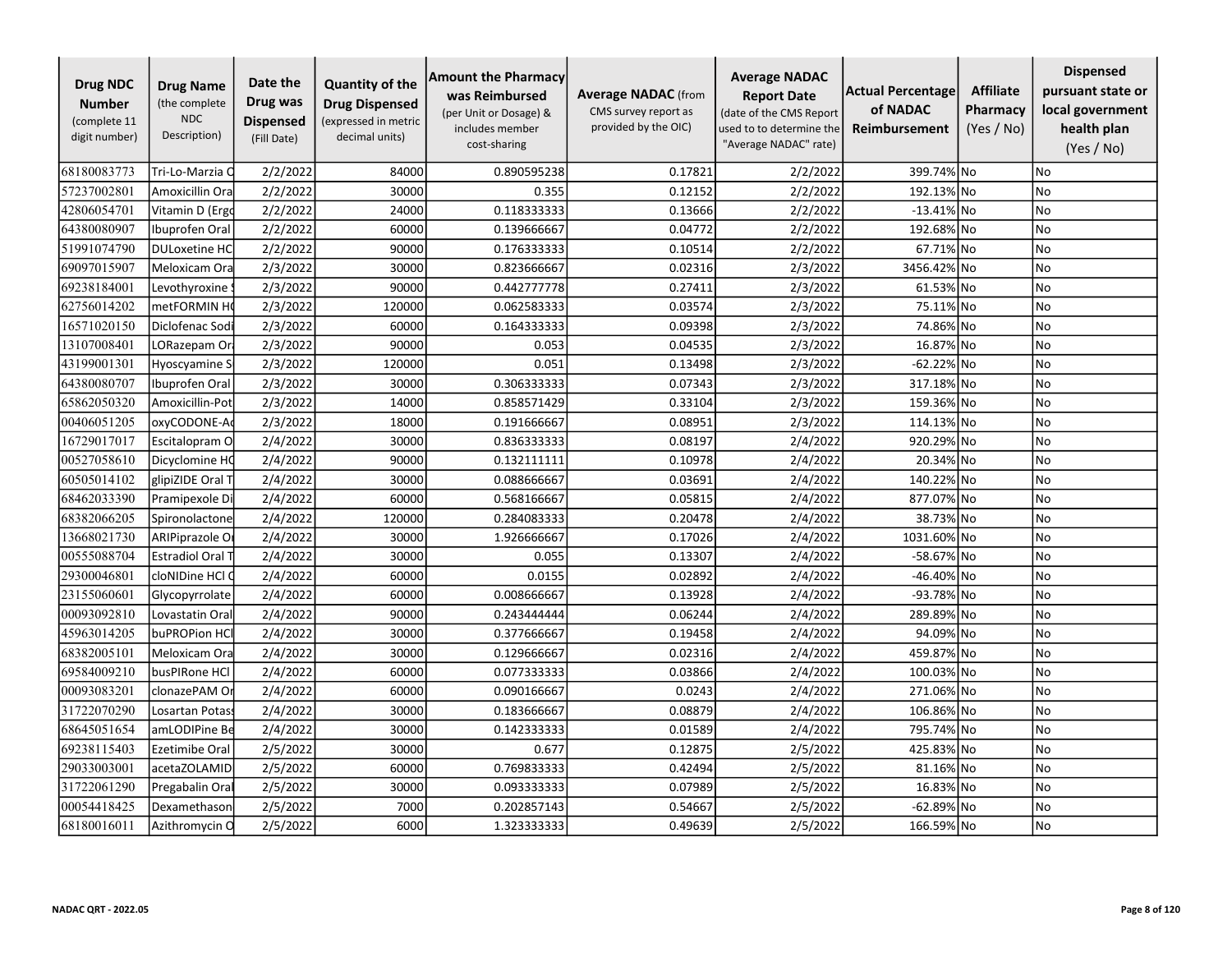| Drug NDC Number (complete 11 digit number) | Drug Name (the complete NDC Description) | Date the Drug was Dispensed (Fill Date) | Quantity of the Drug Dispensed (expressed in metric decimal units) | Amount the Pharmacy was Reimbursed (per Unit or Dosage) & includes member cost-sharing | Average NADAC (from CMS survey report as provided by the OIC) | Average NADAC Report Date (date of the CMS Report used to to determine the "Average NADAC" rate) | Actual Percentage of NADAC Reimbursement | Affiliate Pharmacy (Yes / No) | Dispensed pursuant state or local government health plan (Yes / No) |
|---|---|---|---|---|---|---|---|---|---|
| 68180083773 | Tri-Lo-Marzia O | 2/2/2022 | 84000 | 0.890595238 | 0.17821 | 2/2/2022 | 399.74% | No | No |
| 57237002801 | Amoxicillin Ora | 2/2/2022 | 30000 | 0.355 | 0.12152 | 2/2/2022 | 192.13% | No | No |
| 42806054701 | Vitamin D (Ergo | 2/2/2022 | 24000 | 0.118333333 | 0.13666 | 2/2/2022 | -13.41% | No | No |
| 64380080907 | Ibuprofen Oral | 2/2/2022 | 60000 | 0.139666667 | 0.04772 | 2/2/2022 | 192.68% | No | No |
| 51991074790 | DULoxetine HC | 2/2/2022 | 90000 | 0.176333333 | 0.10514 | 2/2/2022 | 67.71% | No | No |
| 69097015907 | Meloxicam Ora | 2/3/2022 | 30000 | 0.823666667 | 0.02316 | 2/3/2022 | 3456.42% | No | No |
| 69238184001 | Levothyroxine | 2/3/2022 | 90000 | 0.442777778 | 0.27411 | 2/3/2022 | 61.53% | No | No |
| 62756014202 | metFORMIN HC | 2/3/2022 | 120000 | 0.062583333 | 0.03574 | 2/3/2022 | 75.11% | No | No |
| 16571020150 | Diclofenac Sodi | 2/3/2022 | 60000 | 0.164333333 | 0.09398 | 2/3/2022 | 74.86% | No | No |
| 13107008401 | LORazepam Ora | 2/3/2022 | 90000 | 0.053 | 0.04535 | 2/3/2022 | 16.87% | No | No |
| 43199001301 | Hyoscyamine S | 2/3/2022 | 120000 | 0.051 | 0.13498 | 2/3/2022 | -62.22% | No | No |
| 64380080707 | Ibuprofen Oral | 2/3/2022 | 30000 | 0.306333333 | 0.07343 | 2/3/2022 | 317.18% | No | No |
| 65862050320 | Amoxicillin-Pot | 2/3/2022 | 14000 | 0.858571429 | 0.33104 | 2/3/2022 | 159.36% | No | No |
| 00406051205 | oxyCODONE-Ac | 2/3/2022 | 18000 | 0.191666667 | 0.08951 | 2/3/2022 | 114.13% | No | No |
| 16729017017 | Escitalopram O | 2/4/2022 | 30000 | 0.836333333 | 0.08197 | 2/4/2022 | 920.29% | No | No |
| 00527058610 | Dicyclomine HC | 2/4/2022 | 90000 | 0.132111111 | 0.10978 | 2/4/2022 | 20.34% | No | No |
| 60505014102 | glipiZIDE Oral T | 2/4/2022 | 30000 | 0.088666667 | 0.03691 | 2/4/2022 | 140.22% | No | No |
| 68462033390 | Pramipexole Di | 2/4/2022 | 60000 | 0.568166667 | 0.05815 | 2/4/2022 | 877.07% | No | No |
| 68382066205 | Spironolactone | 2/4/2022 | 120000 | 0.284083333 | 0.20478 | 2/4/2022 | 38.73% | No | No |
| 13668021730 | ARIPiprazole Or | 2/4/2022 | 30000 | 1.926666667 | 0.17026 | 2/4/2022 | 1031.60% | No | No |
| 00555088704 | Estradiol Oral T | 2/4/2022 | 30000 | 0.055 | 0.13307 | 2/4/2022 | -58.67% | No | No |
| 29300046801 | cloNIDine HCl O | 2/4/2022 | 60000 | 0.0155 | 0.02892 | 2/4/2022 | -46.40% | No | No |
| 23155060601 | Glycopyrrolate | 2/4/2022 | 60000 | 0.008666667 | 0.13928 | 2/4/2022 | -93.78% | No | No |
| 00093092810 | Lovastatin Oral | 2/4/2022 | 90000 | 0.243444444 | 0.06244 | 2/4/2022 | 289.89% | No | No |
| 45963014205 | buPROPion HCl | 2/4/2022 | 30000 | 0.377666667 | 0.19458 | 2/4/2022 | 94.09% | No | No |
| 68382005101 | Meloxicam Ora | 2/4/2022 | 30000 | 0.129666667 | 0.02316 | 2/4/2022 | 459.87% | No | No |
| 69584009210 | busPIRone HCl | 2/4/2022 | 60000 | 0.077333333 | 0.03866 | 2/4/2022 | 100.03% | No | No |
| 00093083201 | clonazePAM Or | 2/4/2022 | 60000 | 0.090166667 | 0.0243 | 2/4/2022 | 271.06% | No | No |
| 31722070290 | Losartan Potass | 2/4/2022 | 30000 | 0.183666667 | 0.08879 | 2/4/2022 | 106.86% | No | No |
| 68645051654 | amLODIPine Be | 2/4/2022 | 30000 | 0.142333333 | 0.01589 | 2/4/2022 | 795.74% | No | No |
| 69238115403 | Ezetimibe Oral | 2/5/2022 | 30000 | 0.677 | 0.12875 | 2/5/2022 | 425.83% | No | No |
| 29033003001 | acetaZOLAMID | 2/5/2022 | 60000 | 0.769833333 | 0.42494 | 2/5/2022 | 81.16% | No | No |
| 31722061290 | Pregabalin Oral | 2/5/2022 | 30000 | 0.093333333 | 0.07989 | 2/5/2022 | 16.83% | No | No |
| 00054418425 | Dexamethason | 2/5/2022 | 7000 | 0.202857143 | 0.54667 | 2/5/2022 | -62.89% | No | No |
| 68180016011 | Azithromycin O | 2/5/2022 | 6000 | 1.323333333 | 0.49639 | 2/5/2022 | 166.59% | No | No |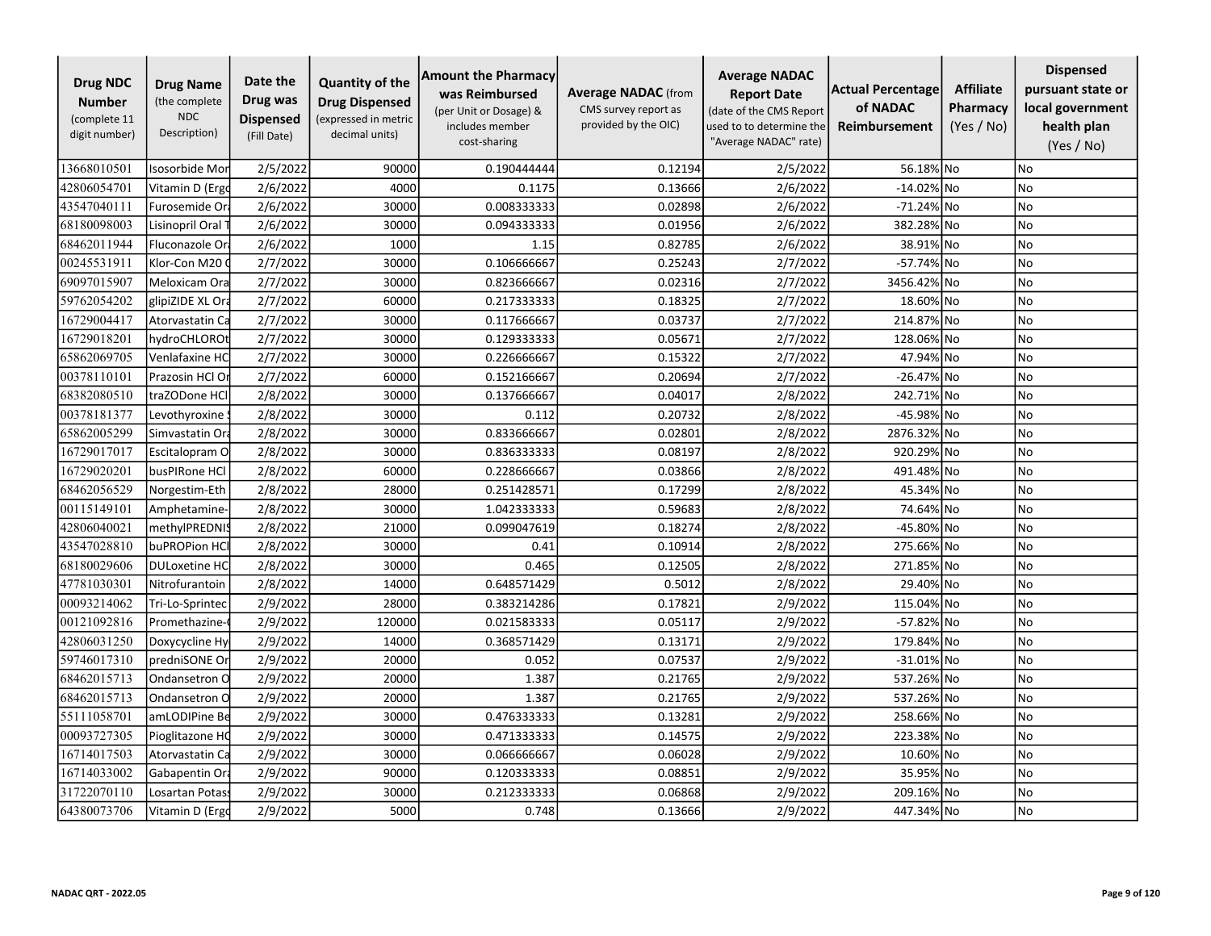| Drug NDC Number (complete 11 digit number) | Drug Name (the complete NDC Description) | Date the Drug was Dispensed (Fill Date) | Quantity of the Drug Dispensed (expressed in metric decimal units) | Amount the Pharmacy was Reimbursed (per Unit or Dosage) & includes member cost-sharing | Average NADAC (from CMS survey report as provided by the OIC) | Average NADAC Report Date (date of the CMS Report used to to determine the "Average NADAC" rate) | Actual Percentage of NADAC Reimbursement | Affiliate Pharmacy (Yes / No) | Dispensed pursuant state or local government health plan (Yes / No) |
|---|---|---|---|---|---|---|---|---|---|
| 13668010501 | Isosorbide Mor | 2/5/2022 | 90000 | 0.190444444 | 0.12194 | 2/5/2022 | 56.18% | No | No |
| 42806054701 | Vitamin D (Ergo | 2/6/2022 | 4000 | 0.1175 | 0.13666 | 2/6/2022 | -14.02% | No | No |
| 43547040111 | Furosemide Ora | 2/6/2022 | 30000 | 0.008333333 | 0.02898 | 2/6/2022 | -71.24% | No | No |
| 68180098003 | Lisinopril Oral T | 2/6/2022 | 30000 | 0.094333333 | 0.01956 | 2/6/2022 | 382.28% | No | No |
| 68462011944 | Fluconazole Ora | 2/6/2022 | 1000 | 1.15 | 0.82785 | 2/6/2022 | 38.91% | No | No |
| 00245531911 | Klor-Con M20 O | 2/7/2022 | 30000 | 0.106666667 | 0.25243 | 2/7/2022 | -57.74% | No | No |
| 69097015907 | Meloxicam Ora | 2/7/2022 | 30000 | 0.823666667 | 0.02316 | 2/7/2022 | 3456.42% | No | No |
| 59762054202 | glipiZIDE XL Ora | 2/7/2022 | 60000 | 0.217333333 | 0.18325 | 2/7/2022 | 18.60% | No | No |
| 16729004417 | Atorvastatin Ca | 2/7/2022 | 30000 | 0.117666667 | 0.03737 | 2/7/2022 | 214.87% | No | No |
| 16729018201 | hydroCHLOROt | 2/7/2022 | 30000 | 0.129333333 | 0.05671 | 2/7/2022 | 128.06% | No | No |
| 65862069705 | Venlafaxine HC | 2/7/2022 | 30000 | 0.226666667 | 0.15322 | 2/7/2022 | 47.94% | No | No |
| 00378110101 | Prazosin HCl Or | 2/7/2022 | 60000 | 0.152166667 | 0.20694 | 2/7/2022 | -26.47% | No | No |
| 68382080510 | traZODone HCl | 2/8/2022 | 30000 | 0.137666667 | 0.04017 | 2/8/2022 | 242.71% | No | No |
| 00378181377 | Levothyroxine S | 2/8/2022 | 30000 | 0.112 | 0.20732 | 2/8/2022 | -45.98% | No | No |
| 65862005299 | Simvastatin Ora | 2/8/2022 | 30000 | 0.833666667 | 0.02801 | 2/8/2022 | 2876.32% | No | No |
| 16729017017 | Escitalopram O | 2/8/2022 | 30000 | 0.836333333 | 0.08197 | 2/8/2022 | 920.29% | No | No |
| 16729020201 | busPIRone HCl | 2/8/2022 | 60000 | 0.228666667 | 0.03866 | 2/8/2022 | 491.48% | No | No |
| 68462056529 | Norgestim-Eth | 2/8/2022 | 28000 | 0.251428571 | 0.17299 | 2/8/2022 | 45.34% | No | No |
| 00115149101 | Amphetamine- | 2/8/2022 | 30000 | 1.042333333 | 0.59683 | 2/8/2022 | 74.64% | No | No |
| 42806040021 | methylPREDNIS | 2/8/2022 | 21000 | 0.099047619 | 0.18274 | 2/8/2022 | -45.80% | No | No |
| 43547028810 | buPROPion HCl | 2/8/2022 | 30000 | 0.41 | 0.10914 | 2/8/2022 | 275.66% | No | No |
| 68180029606 | DULoxetine HC | 2/8/2022 | 30000 | 0.465 | 0.12505 | 2/8/2022 | 271.85% | No | No |
| 47781030301 | Nitrofurantoin | 2/8/2022 | 14000 | 0.648571429 | 0.5012 | 2/8/2022 | 29.40% | No | No |
| 00093214062 | Tri-Lo-Sprintec | 2/9/2022 | 28000 | 0.383214286 | 0.17821 | 2/9/2022 | 115.04% | No | No |
| 00121092816 | Promethazine- | 2/9/2022 | 120000 | 0.021583333 | 0.05117 | 2/9/2022 | -57.82% | No | No |
| 42806031250 | Doxycycline Hy | 2/9/2022 | 14000 | 0.368571429 | 0.13171 | 2/9/2022 | 179.84% | No | No |
| 59746017310 | predniSONE Or | 2/9/2022 | 20000 | 0.052 | 0.07537 | 2/9/2022 | -31.01% | No | No |
| 68462015713 | Ondansetron O | 2/9/2022 | 20000 | 1.387 | 0.21765 | 2/9/2022 | 537.26% | No | No |
| 68462015713 | Ondansetron O | 2/9/2022 | 20000 | 1.387 | 0.21765 | 2/9/2022 | 537.26% | No | No |
| 55111058701 | amLODIPine Be | 2/9/2022 | 30000 | 0.476333333 | 0.13281 | 2/9/2022 | 258.66% | No | No |
| 00093727305 | Pioglitazone HC | 2/9/2022 | 30000 | 0.471333333 | 0.14575 | 2/9/2022 | 223.38% | No | No |
| 16714017503 | Atorvastatin Ca | 2/9/2022 | 30000 | 0.066666667 | 0.06028 | 2/9/2022 | 10.60% | No | No |
| 16714033002 | Gabapentin Ora | 2/9/2022 | 90000 | 0.120333333 | 0.08851 | 2/9/2022 | 35.95% | No | No |
| 31722070110 | Losartan Potass | 2/9/2022 | 30000 | 0.212333333 | 0.06868 | 2/9/2022 | 209.16% | No | No |
| 64380073706 | Vitamin D (Ergo | 2/9/2022 | 5000 | 0.748 | 0.13666 | 2/9/2022 | 447.34% | No | No |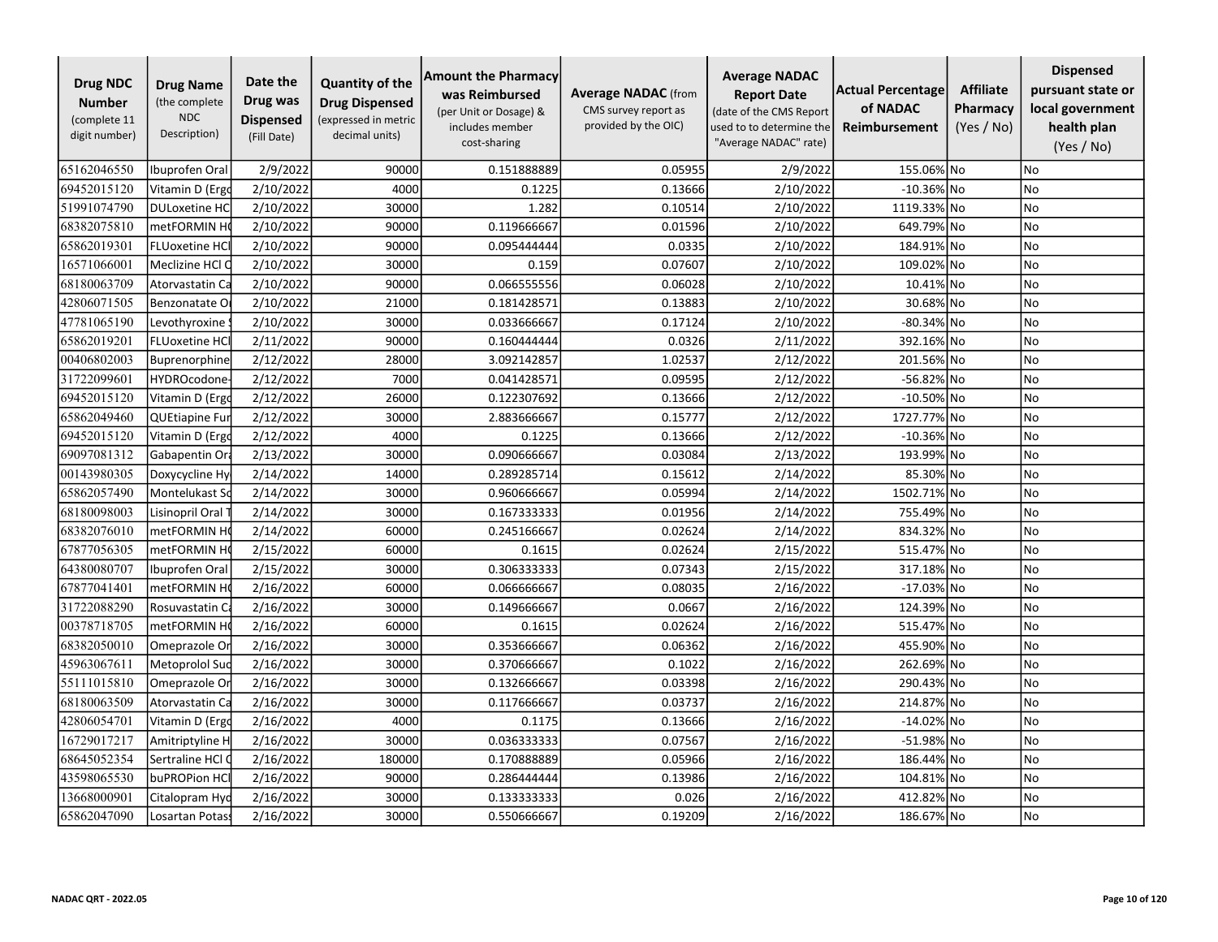| Drug NDC Number (complete 11 digit number) | Drug Name (the complete NDC Description) | Date the Drug was Dispensed (Fill Date) | Quantity of the Drug Dispensed (expressed in metric decimal units) | Amount the Pharmacy was Reimbursed (per Unit or Dosage) & includes member cost-sharing | Average NADAC (from CMS survey report as provided by the OIC) | Average NADAC Report Date (date of the CMS Report used to to determine the "Average NADAC" rate) | Actual Percentage of NADAC Reimbursement | Affiliate Pharmacy (Yes / No) | Dispensed pursuant state or local government health plan (Yes / No) |
|---|---|---|---|---|---|---|---|---|---|
| 65162046550 | Ibuprofen Oral | 2/9/2022 | 90000 | 0.151888889 | 0.05955 | 2/9/2022 | 155.06% | No | No |
| 69452015120 | Vitamin D (Ergo | 2/10/2022 | 4000 | 0.1225 | 0.13666 | 2/10/2022 | -10.36% | No | No |
| 51991074790 | DULoxetine HC | 2/10/2022 | 30000 | 1.282 | 0.10514 | 2/10/2022 | 1119.33% | No | No |
| 68382075810 | metFORMIN H | 2/10/2022 | 90000 | 0.119666667 | 0.01596 | 2/10/2022 | 649.79% | No | No |
| 65862019301 | FLUoxetine HCl | 2/10/2022 | 90000 | 0.095444444 | 0.0335 | 2/10/2022 | 184.91% | No | No |
| 16571066001 | Meclizine HCl O | 2/10/2022 | 30000 | 0.159 | 0.07607 | 2/10/2022 | 109.02% | No | No |
| 68180063709 | Atorvastatin Ca | 2/10/2022 | 90000 | 0.066555556 | 0.06028 | 2/10/2022 | 10.41% | No | No |
| 42806071505 | Benzonatate O | 2/10/2022 | 21000 | 0.181428571 | 0.13883 | 2/10/2022 | 30.68% | No | No |
| 47781065190 | Levothyroxine | 2/10/2022 | 30000 | 0.033666667 | 0.17124 | 2/10/2022 | -80.34% | No | No |
| 65862019201 | FLUoxetine HCl | 2/11/2022 | 90000 | 0.160444444 | 0.0326 | 2/11/2022 | 392.16% | No | No |
| 00406802003 | Buprenorphine | 2/12/2022 | 28000 | 3.092142857 | 1.02537 | 2/12/2022 | 201.56% | No | No |
| 31722099601 | HYDROcodone- | 2/12/2022 | 7000 | 0.041428571 | 0.09595 | 2/12/2022 | -56.82% | No | No |
| 69452015120 | Vitamin D (Ergo | 2/12/2022 | 26000 | 0.122307692 | 0.13666 | 2/12/2022 | -10.50% | No | No |
| 65862049460 | QUEtiapine Fur | 2/12/2022 | 30000 | 2.883666667 | 0.15777 | 2/12/2022 | 1727.77% | No | No |
| 69452015120 | Vitamin D (Ergo | 2/12/2022 | 4000 | 0.1225 | 0.13666 | 2/12/2022 | -10.36% | No | No |
| 69097081312 | Gabapentin Ora | 2/13/2022 | 30000 | 0.090666667 | 0.03084 | 2/13/2022 | 193.99% | No | No |
| 00143980305 | Doxycycline Hy | 2/14/2022 | 14000 | 0.289285714 | 0.15612 | 2/14/2022 | 85.30% | No | No |
| 65862057490 | Montelukast So | 2/14/2022 | 30000 | 0.960666667 | 0.05994 | 2/14/2022 | 1502.71% | No | No |
| 68180098003 | Lisinopril Oral T | 2/14/2022 | 30000 | 0.167333333 | 0.01956 | 2/14/2022 | 755.49% | No | No |
| 68382076010 | metFORMIN H | 2/14/2022 | 60000 | 0.245166667 | 0.02624 | 2/14/2022 | 834.32% | No | No |
| 67877056305 | metFORMIN H | 2/15/2022 | 60000 | 0.1615 | 0.02624 | 2/15/2022 | 515.47% | No | No |
| 64380080707 | Ibuprofen Oral | 2/15/2022 | 30000 | 0.306333333 | 0.07343 | 2/15/2022 | 317.18% | No | No |
| 67877041401 | metFORMIN H | 2/16/2022 | 60000 | 0.066666667 | 0.08035 | 2/16/2022 | -17.03% | No | No |
| 31722088290 | Rosuvastatin C | 2/16/2022 | 30000 | 0.149666667 | 0.0667 | 2/16/2022 | 124.39% | No | No |
| 00378718705 | metFORMIN H | 2/16/2022 | 60000 | 0.1615 | 0.02624 | 2/16/2022 | 515.47% | No | No |
| 68382050010 | Omeprazole Or | 2/16/2022 | 30000 | 0.353666667 | 0.06362 | 2/16/2022 | 455.90% | No | No |
| 45963067611 | Metoprolol Suc | 2/16/2022 | 30000 | 0.370666667 | 0.1022 | 2/16/2022 | 262.69% | No | No |
| 55111015810 | Omeprazole Or | 2/16/2022 | 30000 | 0.132666667 | 0.03398 | 2/16/2022 | 290.43% | No | No |
| 68180063509 | Atorvastatin Ca | 2/16/2022 | 30000 | 0.117666667 | 0.03737 | 2/16/2022 | 214.87% | No | No |
| 42806054701 | Vitamin D (Ergo | 2/16/2022 | 4000 | 0.1175 | 0.13666 | 2/16/2022 | -14.02% | No | No |
| 16729017217 | Amitriptyline H | 2/16/2022 | 30000 | 0.036333333 | 0.07567 | 2/16/2022 | -51.98% | No | No |
| 68645052354 | Sertraline HCl O | 2/16/2022 | 180000 | 0.170888889 | 0.05966 | 2/16/2022 | 186.44% | No | No |
| 43598065530 | buPROPion HCl | 2/16/2022 | 90000 | 0.286444444 | 0.13986 | 2/16/2022 | 104.81% | No | No |
| 13668000901 | Citalopram Hyd | 2/16/2022 | 30000 | 0.133333333 | 0.026 | 2/16/2022 | 412.82% | No | No |
| 65862047090 | Losartan Potas | 2/16/2022 | 30000 | 0.550666667 | 0.19209 | 2/16/2022 | 186.67% | No | No |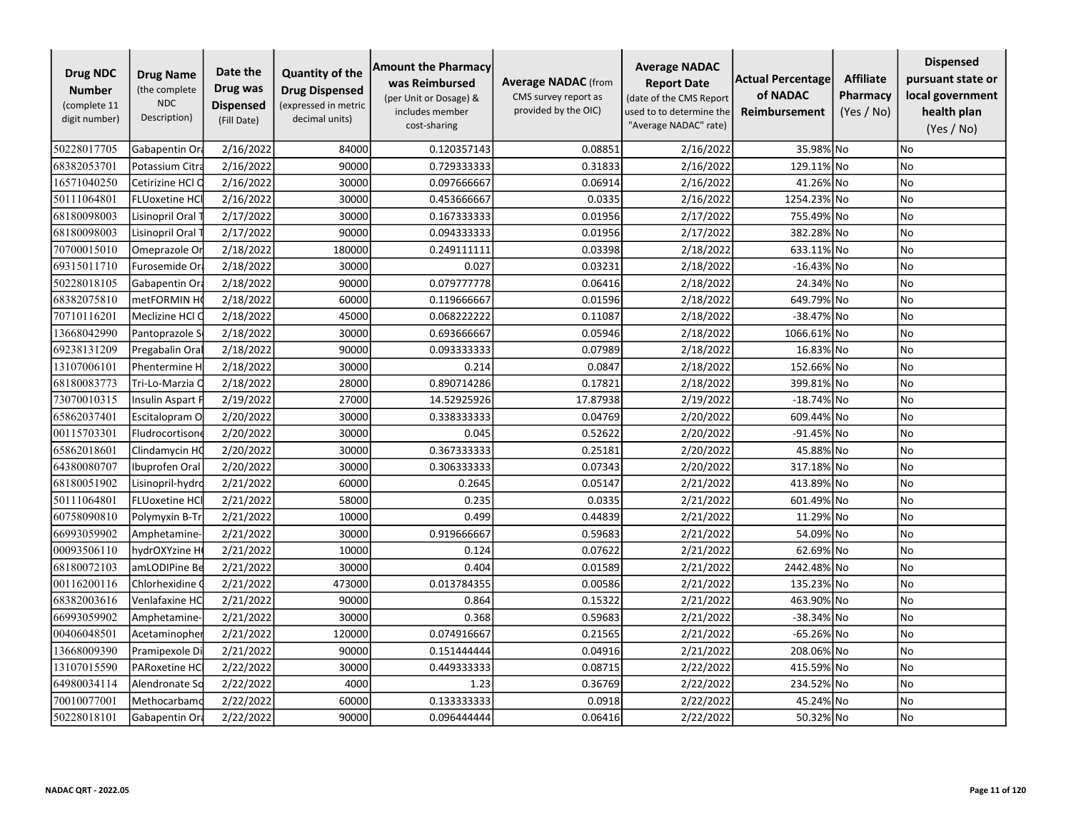| Drug NDC Number (complete 11 digit number) | Drug Name (the complete NDC Description) | Date the Drug was Dispensed (Fill Date) | Quantity of the Drug Dispensed (expressed in metric decimal units) | Amount the Pharmacy was Reimbursed (per Unit or Dosage) & includes member cost-sharing | Average NADAC (from CMS survey report as provided by the OIC) | Average NADAC Report Date (date of the CMS Report used to to determine the "Average NADAC" rate) | Actual Percentage of NADAC Reimbursement | Affiliate Pharmacy (Yes / No) | Dispensed pursuant state or local government health plan (Yes / No) |
|---|---|---|---|---|---|---|---|---|---|
| 50228017705 | Gabapentin Ora | 2/16/2022 | 84000 | 0.120357143 | 0.08851 | 2/16/2022 | 35.98% | No | No |
| 68382053701 | Potassium Citra | 2/16/2022 | 90000 | 0.729333333 | 0.31833 | 2/16/2022 | 129.11% | No | No |
| 16571040250 | Cetirizine HCl O | 2/16/2022 | 30000 | 0.097666667 | 0.06914 | 2/16/2022 | 41.26% | No | No |
| 50111064801 | FLUoxetine HCl | 2/16/2022 | 30000 | 0.453666667 | 0.0335 | 2/16/2022 | 1254.23% | No | No |
| 68180098003 | Lisinopril Oral T | 2/17/2022 | 30000 | 0.167333333 | 0.01956 | 2/17/2022 | 755.49% | No | No |
| 68180098003 | Lisinopril Oral T | 2/17/2022 | 90000 | 0.094333333 | 0.01956 | 2/17/2022 | 382.28% | No | No |
| 70700015010 | Omeprazole Or | 2/18/2022 | 180000 | 0.249111111 | 0.03398 | 2/18/2022 | 633.11% | No | No |
| 69315011710 | Furosemide Ora | 2/18/2022 | 30000 | 0.027 | 0.03231 | 2/18/2022 | -16.43% | No | No |
| 50228018105 | Gabapentin Ora | 2/18/2022 | 90000 | 0.079777778 | 0.06416 | 2/18/2022 | 24.34% | No | No |
| 68382075810 | metFORMIN HC | 2/18/2022 | 60000 | 0.119666667 | 0.01596 | 2/18/2022 | 649.79% | No | No |
| 70710116201 | Meclizine HCl O | 2/18/2022 | 45000 | 0.068222222 | 0.11087 | 2/18/2022 | -38.47% | No | No |
| 13668042990 | Pantoprazole S | 2/18/2022 | 30000 | 0.693666667 | 0.05946 | 2/18/2022 | 1066.61% | No | No |
| 69238131209 | Pregabalin Oral | 2/18/2022 | 90000 | 0.093333333 | 0.07989 | 2/18/2022 | 16.83% | No | No |
| 13107006101 | Phentermine H | 2/18/2022 | 30000 | 0.214 | 0.0847 | 2/18/2022 | 152.66% | No | No |
| 68180083773 | Tri-Lo-Marzia O | 2/18/2022 | 28000 | 0.890714286 | 0.17821 | 2/18/2022 | 399.81% | No | No |
| 73070010315 | Insulin Aspart F | 2/19/2022 | 27000 | 14.52925926 | 17.87938 | 2/19/2022 | -18.74% | No | No |
| 65862037401 | Escitalopram O | 2/20/2022 | 30000 | 0.338333333 | 0.04769 | 2/20/2022 | 609.44% | No | No |
| 00115703301 | Fludrocortisone | 2/20/2022 | 30000 | 0.045 | 0.52622 | 2/20/2022 | -91.45% | No | No |
| 65862018601 | Clindamycin HC | 2/20/2022 | 30000 | 0.367333333 | 0.25181 | 2/20/2022 | 45.88% | No | No |
| 64380080707 | Ibuprofen Oral | 2/20/2022 | 30000 | 0.306333333 | 0.07343 | 2/20/2022 | 317.18% | No | No |
| 68180051902 | Lisinopril-hydro | 2/21/2022 | 60000 | 0.2645 | 0.05147 | 2/21/2022 | 413.89% | No | No |
| 50111064801 | FLUoxetine HCl | 2/21/2022 | 58000 | 0.235 | 0.0335 | 2/21/2022 | 601.49% | No | No |
| 60758090810 | Polymyxin B-Tr | 2/21/2022 | 10000 | 0.499 | 0.44839 | 2/21/2022 | 11.29% | No | No |
| 66993059902 | Amphetamine- | 2/21/2022 | 30000 | 0.919666667 | 0.59683 | 2/21/2022 | 54.09% | No | No |
| 00093506110 | hydrOXYzine H | 2/21/2022 | 10000 | 0.124 | 0.07622 | 2/21/2022 | 62.69% | No | No |
| 68180072103 | amLODIPine Be | 2/21/2022 | 30000 | 0.404 | 0.01589 | 2/21/2022 | 2442.48% | No | No |
| 00116200116 | Chlorhexidine G | 2/21/2022 | 473000 | 0.013784355 | 0.00586 | 2/21/2022 | 135.23% | No | No |
| 68382003616 | Venlafaxine HC | 2/21/2022 | 90000 | 0.864 | 0.15322 | 2/21/2022 | 463.90% | No | No |
| 66993059902 | Amphetamine- | 2/21/2022 | 30000 | 0.368 | 0.59683 | 2/21/2022 | -38.34% | No | No |
| 00406048501 | Acetaminopher | 2/21/2022 | 120000 | 0.074916667 | 0.21565 | 2/21/2022 | -65.26% | No | No |
| 13668009390 | Pramipexole Di | 2/21/2022 | 90000 | 0.151444444 | 0.04916 | 2/21/2022 | 208.06% | No | No |
| 13107015590 | PARoxetine HC | 2/22/2022 | 30000 | 0.449333333 | 0.08715 | 2/22/2022 | 415.59% | No | No |
| 64980034114 | Alendronate So | 2/22/2022 | 4000 | 1.23 | 0.36769 | 2/22/2022 | 234.52% | No | No |
| 70010077001 | Methocarbamo | 2/22/2022 | 60000 | 0.133333333 | 0.0918 | 2/22/2022 | 45.24% | No | No |
| 50228018101 | Gabapentin Ora | 2/22/2022 | 90000 | 0.096444444 | 0.06416 | 2/22/2022 | 50.32% | No | No |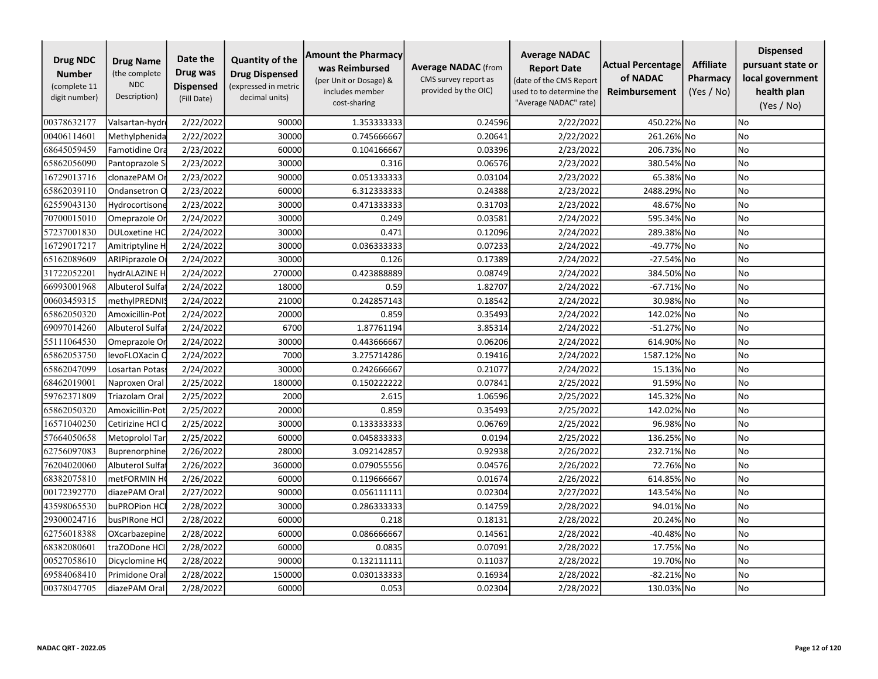| Drug NDC Number (complete 11 digit number) | Drug Name (the complete NDC Description) | Date the Drug was Dispensed (Fill Date) | Quantity of the Drug Dispensed (expressed in metric decimal units) | Amount the Pharmacy was Reimbursed (per Unit or Dosage) & includes member cost-sharing | Average NADAC (from CMS survey report as provided by the OIC) | Average NADAC Report Date (date of the CMS Report used to to determine the "Average NADAC" rate) | Actual Percentage of NADAC Reimbursement | Affiliate Pharmacy (Yes / No) | Dispensed pursuant state or local government health plan (Yes / No) |
|---|---|---|---|---|---|---|---|---|---|
| 00378632177 | Valsartan-hydr | 2/22/2022 | 90000 | 1.353333333 | 0.24596 | 2/22/2022 | 450.22% | No | No |
| 00406114601 | Methylphenida | 2/22/2022 | 30000 | 0.745666667 | 0.20641 | 2/22/2022 | 261.26% | No | No |
| 68645059459 | Famotidine Ora | 2/23/2022 | 60000 | 0.104166667 | 0.03396 | 2/23/2022 | 206.73% | No | No |
| 65862056090 | Pantoprazole S | 2/23/2022 | 30000 | 0.316 | 0.06576 | 2/23/2022 | 380.54% | No | No |
| 16729013716 | clonazePAM Or | 2/23/2022 | 90000 | 0.051333333 | 0.03104 | 2/23/2022 | 65.38% | No | No |
| 65862039110 | Ondansetron O | 2/23/2022 | 60000 | 6.312333333 | 0.24388 | 2/23/2022 | 2488.29% | No | No |
| 62559043130 | Hydrocortisone | 2/23/2022 | 30000 | 0.471333333 | 0.31703 | 2/23/2022 | 48.67% | No | No |
| 70700015010 | Omeprazole Or | 2/24/2022 | 30000 | 0.249 | 0.03581 | 2/24/2022 | 595.34% | No | No |
| 57237001830 | DULoxetine HC | 2/24/2022 | 30000 | 0.471 | 0.12096 | 2/24/2022 | 289.38% | No | No |
| 16729017217 | Amitriptyline H | 2/24/2022 | 30000 | 0.036333333 | 0.07233 | 2/24/2022 | -49.77% | No | No |
| 65162089609 | ARIPiprazole O | 2/24/2022 | 30000 | 0.126 | 0.17389 | 2/24/2022 | -27.54% | No | No |
| 31722052201 | hydrALAZINE H | 2/24/2022 | 270000 | 0.423888889 | 0.08749 | 2/24/2022 | 384.50% | No | No |
| 66993001968 | Albuterol Sulfa | 2/24/2022 | 18000 | 0.59 | 1.82707 | 2/24/2022 | -67.71% | No | No |
| 00603459315 | methylPREDNIS | 2/24/2022 | 21000 | 0.242857143 | 0.18542 | 2/24/2022 | 30.98% | No | No |
| 65862050320 | Amoxicillin-Pot | 2/24/2022 | 20000 | 0.859 | 0.35493 | 2/24/2022 | 142.02% | No | No |
| 69097014260 | Albuterol Sulfa | 2/24/2022 | 6700 | 1.87761194 | 3.85314 | 2/24/2022 | -51.27% | No | No |
| 55111064530 | Omeprazole Or | 2/24/2022 | 30000 | 0.443666667 | 0.06206 | 2/24/2022 | 614.90% | No | No |
| 65862053750 | levoFLOXacin O | 2/24/2022 | 7000 | 3.275714286 | 0.19416 | 2/24/2022 | 1587.12% | No | No |
| 65862047099 | Losartan Potas | 2/24/2022 | 30000 | 0.242666667 | 0.21077 | 2/24/2022 | 15.13% | No | No |
| 68462019001 | Naproxen Oral | 2/25/2022 | 180000 | 0.150222222 | 0.07841 | 2/25/2022 | 91.59% | No | No |
| 59762371809 | Triazolam Oral | 2/25/2022 | 2000 | 2.615 | 1.06596 | 2/25/2022 | 145.32% | No | No |
| 65862050320 | Amoxicillin-Pot | 2/25/2022 | 20000 | 0.859 | 0.35493 | 2/25/2022 | 142.02% | No | No |
| 16571040250 | Cetirizine HCl O | 2/25/2022 | 30000 | 0.133333333 | 0.06769 | 2/25/2022 | 96.98% | No | No |
| 57664050658 | Metoprolol Tar | 2/25/2022 | 60000 | 0.045833333 | 0.0194 | 2/25/2022 | 136.25% | No | No |
| 62756097083 | Buprenorphine | 2/26/2022 | 28000 | 3.092142857 | 0.92938 | 2/26/2022 | 232.71% | No | No |
| 76204020060 | Albuterol Sulfa | 2/26/2022 | 360000 | 0.079055556 | 0.04576 | 2/26/2022 | 72.76% | No | No |
| 68382075810 | metFORMIN HC | 2/26/2022 | 60000 | 0.119666667 | 0.01674 | 2/26/2022 | 614.85% | No | No |
| 00172392770 | diazePAM Oral | 2/27/2022 | 90000 | 0.056111111 | 0.02304 | 2/27/2022 | 143.54% | No | No |
| 43598065530 | buPROPion HCl | 2/28/2022 | 30000 | 0.286333333 | 0.14759 | 2/28/2022 | 94.01% | No | No |
| 29300024716 | busPIRone HCl | 2/28/2022 | 60000 | 0.218 | 0.18131 | 2/28/2022 | 20.24% | No | No |
| 62756018388 | OXcarbazepine | 2/28/2022 | 60000 | 0.086666667 | 0.14561 | 2/28/2022 | -40.48% | No | No |
| 68382080601 | traZODone HCl | 2/28/2022 | 60000 | 0.0835 | 0.07091 | 2/28/2022 | 17.75% | No | No |
| 00527058610 | Dicyclomine HC | 2/28/2022 | 90000 | 0.132111111 | 0.11037 | 2/28/2022 | 19.70% | No | No |
| 69584068410 | Primidone Oral | 2/28/2022 | 150000 | 0.030133333 | 0.16934 | 2/28/2022 | -82.21% | No | No |
| 00378047705 | diazePAM Oral | 2/28/2022 | 60000 | 0.053 | 0.02304 | 2/28/2022 | 130.03% | No | No |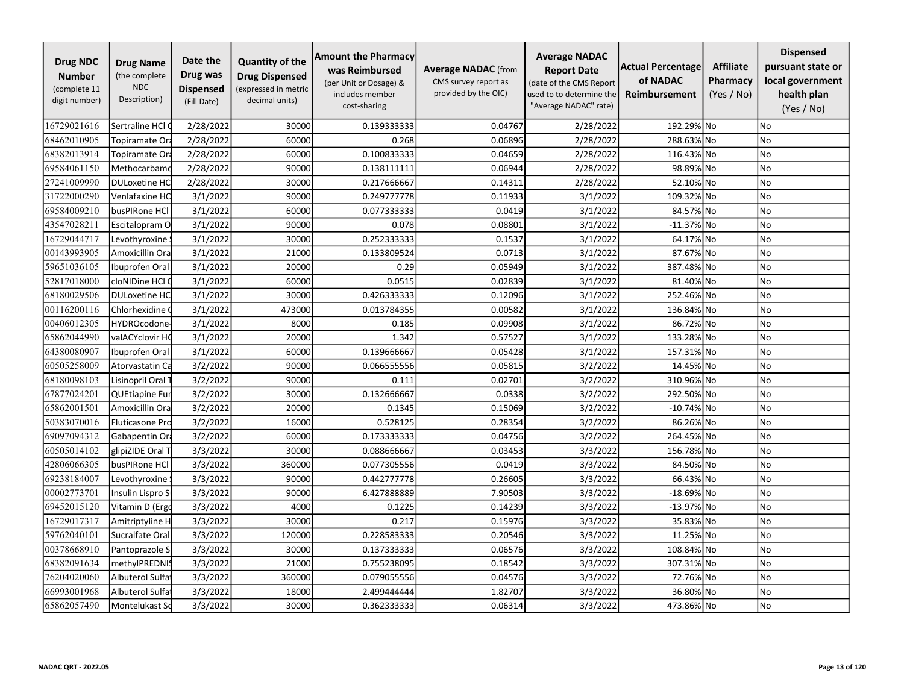| Drug NDC Number (complete 11 digit number) | Drug Name (the complete NDC Description) | Date the Drug was Dispensed (Fill Date) | Quantity of the Drug Dispensed (expressed in metric decimal units) | Amount the Pharmacy was Reimbursed (per Unit or Dosage) & includes member cost-sharing | Average NADAC (from CMS survey report as provided by the OIC) | Average NADAC Report Date (date of the CMS Report used to to determine the "Average NADAC" rate) | Actual Percentage of NADAC Reimbursement | Affiliate Pharmacy (Yes / No) | Dispensed pursuant state or local government health plan (Yes / No) |
|---|---|---|---|---|---|---|---|---|---|
| 16729021616 | Sertraline HCl C | 2/28/2022 | 30000 | 0.139333333 | 0.04767 | 2/28/2022 | 192.29% | No | No |
| 68462010905 | Topiramate Ora | 2/28/2022 | 60000 | 0.268 | 0.06896 | 2/28/2022 | 288.63% | No | No |
| 68382013914 | Topiramate Ora | 2/28/2022 | 60000 | 0.100833333 | 0.04659 | 2/28/2022 | 116.43% | No | No |
| 69584061150 | Methocarbamo | 2/28/2022 | 90000 | 0.138111111 | 0.06944 | 2/28/2022 | 98.89% | No | No |
| 27241009990 | DULoxetine HC | 2/28/2022 | 30000 | 0.217666667 | 0.14311 | 2/28/2022 | 52.10% | No | No |
| 31722000290 | Venlafaxine HC | 3/1/2022 | 90000 | 0.249777778 | 0.11933 | 3/1/2022 | 109.32% | No | No |
| 69584009210 | busPIRone HCl | 3/1/2022 | 60000 | 0.077333333 | 0.0419 | 3/1/2022 | 84.57% | No | No |
| 43547028211 | Escitalopram O | 3/1/2022 | 90000 | 0.078 | 0.08801 | 3/1/2022 | -11.37% | No | No |
| 16729044717 | Levothyroxine | 3/1/2022 | 30000 | 0.252333333 | 0.1537 | 3/1/2022 | 64.17% | No | No |
| 00143993905 | Amoxicillin Ora | 3/1/2022 | 21000 | 0.133809524 | 0.0713 | 3/1/2022 | 87.67% | No | No |
| 59651036105 | Ibuprofen Oral | 3/1/2022 | 20000 | 0.29 | 0.05949 | 3/1/2022 | 387.48% | No | No |
| 52817018000 | cloNIDine HCl C | 3/1/2022 | 60000 | 0.0515 | 0.02839 | 3/1/2022 | 81.40% | No | No |
| 68180029506 | DULoxetine HC | 3/1/2022 | 30000 | 0.426333333 | 0.12096 | 3/1/2022 | 252.46% | No | No |
| 00116200116 | Chlorhexidine C | 3/1/2022 | 473000 | 0.013784355 | 0.00582 | 3/1/2022 | 136.84% | No | No |
| 00406012305 | HYDROcodone- | 3/1/2022 | 8000 | 0.185 | 0.09908 | 3/1/2022 | 86.72% | No | No |
| 65862044990 | valACYclovir HC | 3/1/2022 | 20000 | 1.342 | 0.57527 | 3/1/2022 | 133.28% | No | No |
| 64380080907 | Ibuprofen Oral | 3/1/2022 | 60000 | 0.139666667 | 0.05428 | 3/1/2022 | 157.31% | No | No |
| 60505258009 | Atorvastatin Ca | 3/2/2022 | 90000 | 0.066555556 | 0.05815 | 3/2/2022 | 14.45% | No | No |
| 68180098103 | Lisinopril Oral T | 3/2/2022 | 90000 | 0.111 | 0.02701 | 3/2/2022 | 310.96% | No | No |
| 67877024201 | QUEtiapine Fur | 3/2/2022 | 30000 | 0.132666667 | 0.0338 | 3/2/2022 | 292.50% | No | No |
| 65862001501 | Amoxicillin Ora | 3/2/2022 | 20000 | 0.1345 | 0.15069 | 3/2/2022 | -10.74% | No | No |
| 50383070016 | Fluticasone Pro | 3/2/2022 | 16000 | 0.528125 | 0.28354 | 3/2/2022 | 86.26% | No | No |
| 69097094312 | Gabapentin Ora | 3/2/2022 | 60000 | 0.173333333 | 0.04756 | 3/2/2022 | 264.45% | No | No |
| 60505014102 | glipiZIDE Oral T | 3/3/2022 | 30000 | 0.088666667 | 0.03453 | 3/3/2022 | 156.78% | No | No |
| 42806066305 | busPIRone HCl | 3/3/2022 | 360000 | 0.077305556 | 0.0419 | 3/3/2022 | 84.50% | No | No |
| 69238184007 | Levothyroxine | 3/3/2022 | 90000 | 0.442777778 | 0.26605 | 3/3/2022 | 66.43% | No | No |
| 00002773701 | Insulin Lispro S | 3/3/2022 | 90000 | 6.427888889 | 7.90503 | 3/3/2022 | -18.69% | No | No |
| 69452015120 | Vitamin D (Ergo | 3/3/2022 | 4000 | 0.1225 | 0.14239 | 3/3/2022 | -13.97% | No | No |
| 16729017317 | Amitriptyline H | 3/3/2022 | 30000 | 0.217 | 0.15976 | 3/3/2022 | 35.83% | No | No |
| 59762040101 | Sucralfate Oral | 3/3/2022 | 120000 | 0.228583333 | 0.20546 | 3/3/2022 | 11.25% | No | No |
| 00378668910 | Pantoprazole S | 3/3/2022 | 30000 | 0.137333333 | 0.06576 | 3/3/2022 | 108.84% | No | No |
| 68382091634 | methylPREDNIS | 3/3/2022 | 21000 | 0.755238095 | 0.18542 | 3/3/2022 | 307.31% | No | No |
| 76204020060 | Albuterol Sulfat | 3/3/2022 | 360000 | 0.079055556 | 0.04576 | 3/3/2022 | 72.76% | No | No |
| 66993001968 | Albuterol Sulfat | 3/3/2022 | 18000 | 2.499444444 | 1.82707 | 3/3/2022 | 36.80% | No | No |
| 65862057490 | Montelukast So | 3/3/2022 | 30000 | 0.362333333 | 0.06314 | 3/3/2022 | 473.86% | No | No |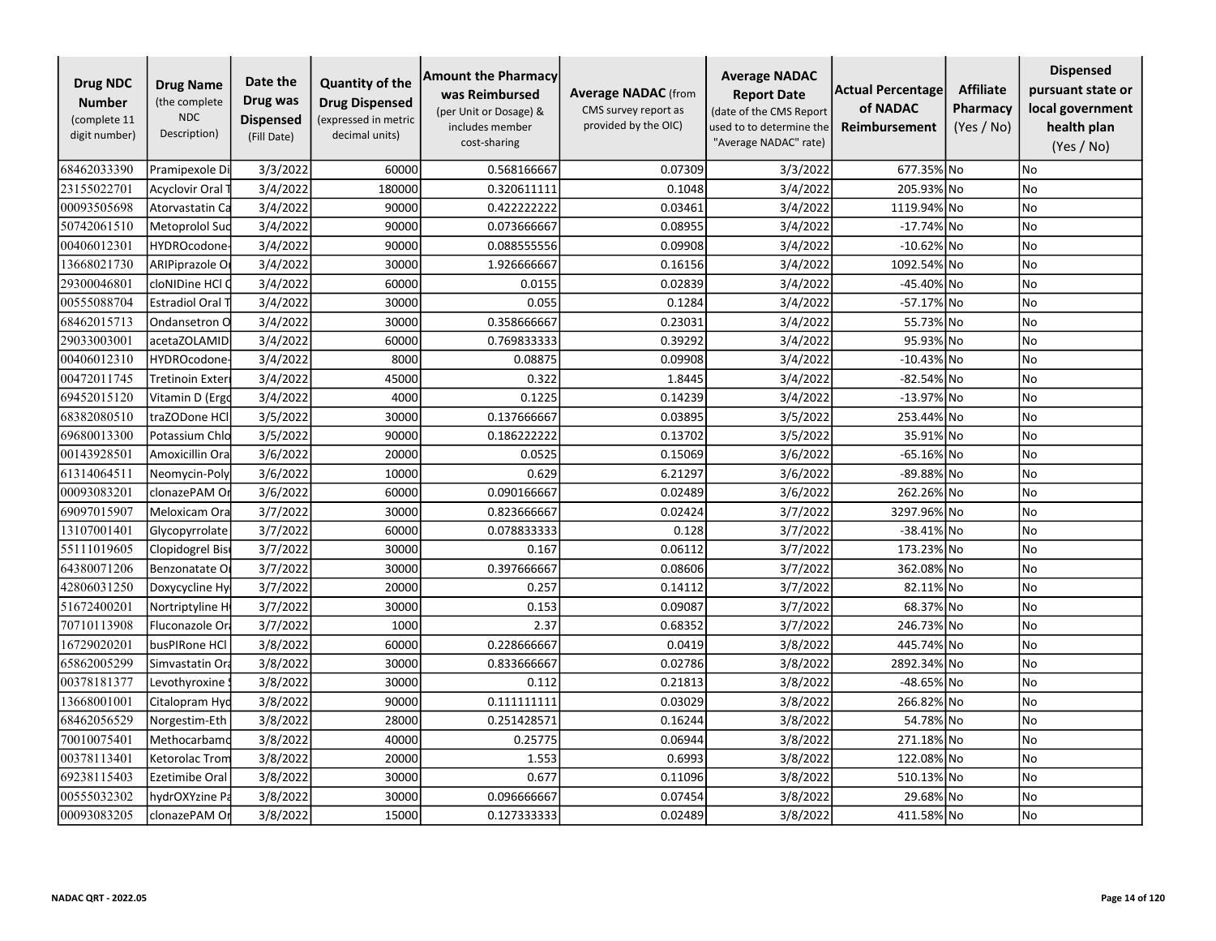| Drug NDC Number (complete 11 digit number) | Drug Name (the complete NDC Description) | Date the Drug was Dispensed (Fill Date) | Quantity of the Drug Dispensed (expressed in metric decimal units) | Amount the Pharmacy was Reimbursed (per Unit or Dosage) & includes member cost-sharing | Average NADAC (from CMS survey report as provided by the OIC) | Average NADAC Report Date (date of the CMS Report used to to determine the "Average NADAC" rate) | Actual Percentage of NADAC Reimbursement | Affiliate Pharmacy (Yes / No) | Dispensed pursuant state or local government health plan (Yes / No) |
|---|---|---|---|---|---|---|---|---|---|
| 68462033390 | Pramipexole Di | 3/3/2022 | 60000 | 0.568166667 | 0.07309 | 3/3/2022 | 677.35% | No | No |
| 23155022701 | Acyclovir Oral T | 3/4/2022 | 180000 | 0.320611111 | 0.1048 | 3/4/2022 | 205.93% | No | No |
| 00093505698 | Atorvastatin Ca | 3/4/2022 | 90000 | 0.422222222 | 0.03461 | 3/4/2022 | 1119.94% | No | No |
| 50742061510 | Metoprolol Suc | 3/4/2022 | 90000 | 0.073666667 | 0.08955 | 3/4/2022 | -17.74% | No | No |
| 00406012301 | HYDROcodone- | 3/4/2022 | 90000 | 0.088555556 | 0.09908 | 3/4/2022 | -10.62% | No | No |
| 13668021730 | ARIPiprazole O | 3/4/2022 | 30000 | 1.926666667 | 0.16156 | 3/4/2022 | 1092.54% | No | No |
| 29300046801 | cloNIDine HCl C | 3/4/2022 | 60000 | 0.0155 | 0.02839 | 3/4/2022 | -45.40% | No | No |
| 00555088704 | Estradiol Oral T | 3/4/2022 | 30000 | 0.055 | 0.1284 | 3/4/2022 | -57.17% | No | No |
| 68462015713 | Ondansetron O | 3/4/2022 | 30000 | 0.358666667 | 0.23031 | 3/4/2022 | 55.73% | No | No |
| 29033003001 | acetaZOLAMID | 3/4/2022 | 60000 | 0.769833333 | 0.39292 | 3/4/2022 | 95.93% | No | No |
| 00406012310 | HYDROcodone- | 3/4/2022 | 8000 | 0.08875 | 0.09908 | 3/4/2022 | -10.43% | No | No |
| 00472011745 | Tretinoin Exter | 3/4/2022 | 45000 | 0.322 | 1.8445 | 3/4/2022 | -82.54% | No | No |
| 69452015120 | Vitamin D (Ergo | 3/4/2022 | 4000 | 0.1225 | 0.14239 | 3/4/2022 | -13.97% | No | No |
| 68382080510 | traZODone HCl | 3/5/2022 | 30000 | 0.137666667 | 0.03895 | 3/5/2022 | 253.44% | No | No |
| 69680013300 | Potassium Chlo | 3/5/2022 | 90000 | 0.186222222 | 0.13702 | 3/5/2022 | 35.91% | No | No |
| 00143928501 | Amoxicillin Ora | 3/6/2022 | 20000 | 0.0525 | 0.15069 | 3/6/2022 | -65.16% | No | No |
| 61314064511 | Neomycin-Poly | 3/6/2022 | 10000 | 0.629 | 6.21297 | 3/6/2022 | -89.88% | No | No |
| 00093083201 | clonazePAM Or | 3/6/2022 | 60000 | 0.090166667 | 0.02489 | 3/6/2022 | 262.26% | No | No |
| 69097015907 | Meloxicam Ora | 3/7/2022 | 30000 | 0.823666667 | 0.02424 | 3/7/2022 | 3297.96% | No | No |
| 13107001401 | Glycopyrrolate | 3/7/2022 | 60000 | 0.078833333 | 0.128 | 3/7/2022 | -38.41% | No | No |
| 55111019605 | Clopidogrel Bis | 3/7/2022 | 30000 | 0.167 | 0.06112 | 3/7/2022 | 173.23% | No | No |
| 64380071206 | Benzonatate Or | 3/7/2022 | 30000 | 0.397666667 | 0.08606 | 3/7/2022 | 362.08% | No | No |
| 42806031250 | Doxycycline Hy | 3/7/2022 | 20000 | 0.257 | 0.14112 | 3/7/2022 | 82.11% | No | No |
| 51672400201 | Nortriptyline H | 3/7/2022 | 30000 | 0.153 | 0.09087 | 3/7/2022 | 68.37% | No | No |
| 70710113908 | Fluconazole Ora | 3/7/2022 | 1000 | 2.37 | 0.68352 | 3/7/2022 | 246.73% | No | No |
| 16729020201 | busPIRone HCl | 3/8/2022 | 60000 | 0.228666667 | 0.0419 | 3/8/2022 | 445.74% | No | No |
| 65862005299 | Simvastatin Ora | 3/8/2022 | 30000 | 0.833666667 | 0.02786 | 3/8/2022 | 2892.34% | No | No |
| 00378181377 | Levothyroxine S | 3/8/2022 | 30000 | 0.112 | 0.21813 | 3/8/2022 | -48.65% | No | No |
| 13668001001 | Citalopram Hyd | 3/8/2022 | 90000 | 0.111111111 | 0.03029 | 3/8/2022 | 266.82% | No | No |
| 68462056529 | Norgestim-Eth | 3/8/2022 | 28000 | 0.251428571 | 0.16244 | 3/8/2022 | 54.78% | No | No |
| 70010075401 | Methocarbamo | 3/8/2022 | 40000 | 0.25775 | 0.06944 | 3/8/2022 | 271.18% | No | No |
| 00378113401 | Ketorolac Trom | 3/8/2022 | 20000 | 1.553 | 0.6993 | 3/8/2022 | 122.08% | No | No |
| 69238115403 | Ezetimibe Oral | 3/8/2022 | 30000 | 0.677 | 0.11096 | 3/8/2022 | 510.13% | No | No |
| 00555032302 | hydrOXYzine Pa | 3/8/2022 | 30000 | 0.096666667 | 0.07454 | 3/8/2022 | 29.68% | No | No |
| 00093083205 | clonazePAM Or | 3/8/2022 | 15000 | 0.127333333 | 0.02489 | 3/8/2022 | 411.58% | No | No |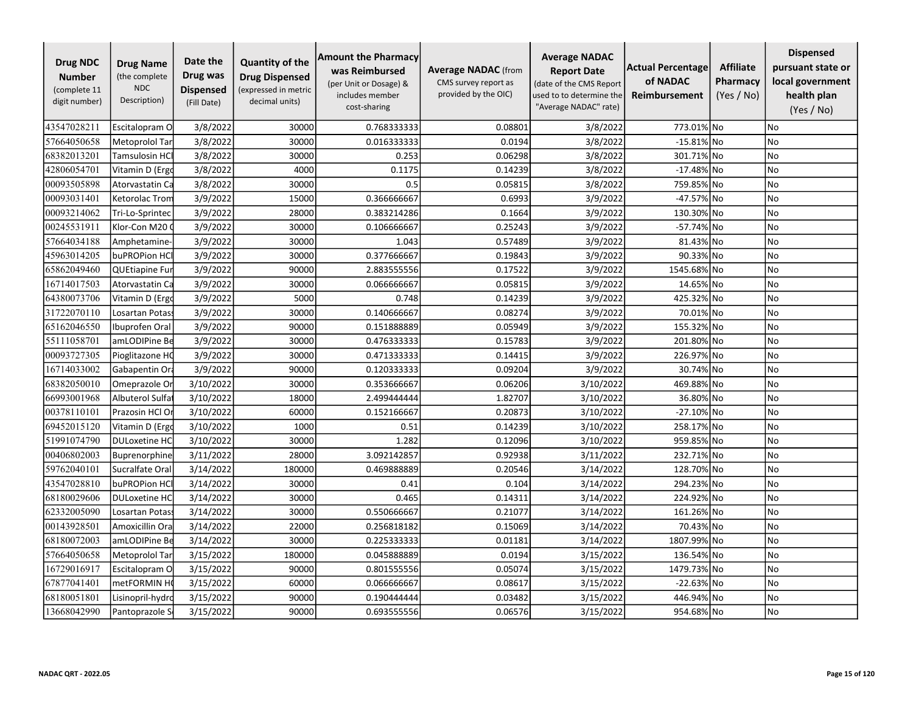| Drug NDC Number (complete 11 digit number) | Drug Name (the complete NDC Description) | Date the Drug was Dispensed (Fill Date) | Quantity of the Drug Dispensed (expressed in metric decimal units) | Amount the Pharmacy was Reimbursed (per Unit or Dosage) & includes member cost-sharing | Average NADAC (from CMS survey report as provided by the OIC) | Average NADAC Report Date (date of the CMS Report used to to determine the "Average NADAC" rate) | Actual Percentage of NADAC Reimbursement | Affiliate Pharmacy (Yes / No) | Dispensed pursuant state or local government health plan (Yes / No) |
|---|---|---|---|---|---|---|---|---|---|
| 43547028211 | Escitalopram O | 3/8/2022 | 30000 | 0.768333333 | 0.08801 | 3/8/2022 | 773.01% | No | No |
| 57664050658 | Metoprolol Tar | 3/8/2022 | 30000 | 0.016333333 | 0.0194 | 3/8/2022 | -15.81% | No | No |
| 68382013201 | Tamsulosin HCl | 3/8/2022 | 30000 | 0.253 | 0.06298 | 3/8/2022 | 301.71% | No | No |
| 42806054701 | Vitamin D (Ergo | 3/8/2022 | 4000 | 0.1175 | 0.14239 | 3/8/2022 | -17.48% | No | No |
| 00093505898 | Atorvastatin Ca | 3/8/2022 | 30000 | 0.5 | 0.05815 | 3/8/2022 | 759.85% | No | No |
| 00093031401 | Ketorolac Trom | 3/9/2022 | 15000 | 0.366666667 | 0.6993 | 3/9/2022 | -47.57% | No | No |
| 00093214062 | Tri-Lo-Sprintec | 3/9/2022 | 28000 | 0.383214286 | 0.1664 | 3/9/2022 | 130.30% | No | No |
| 00245531911 | Klor-Con M20 ( | 3/9/2022 | 30000 | 0.106666667 | 0.25243 | 3/9/2022 | -57.74% | No | No |
| 57664034188 | Amphetamine- | 3/9/2022 | 30000 | 1.043 | 0.57489 | 3/9/2022 | 81.43% | No | No |
| 45963014205 | buPROPion HCl | 3/9/2022 | 30000 | 0.377666667 | 0.19843 | 3/9/2022 | 90.33% | No | No |
| 65862049460 | QUEtiapine Fur | 3/9/2022 | 90000 | 2.883555556 | 0.17522 | 3/9/2022 | 1545.68% | No | No |
| 16714017503 | Atorvastatin Ca | 3/9/2022 | 30000 | 0.066666667 | 0.05815 | 3/9/2022 | 14.65% | No | No |
| 64380073706 | Vitamin D (Ergo | 3/9/2022 | 5000 | 0.748 | 0.14239 | 3/9/2022 | 425.32% | No | No |
| 31722070110 | Losartan Potass | 3/9/2022 | 30000 | 0.140666667 | 0.08274 | 3/9/2022 | 70.01% | No | No |
| 65162046550 | Ibuprofen Oral | 3/9/2022 | 90000 | 0.151888889 | 0.05949 | 3/9/2022 | 155.32% | No | No |
| 55111058701 | amLODIPine Be | 3/9/2022 | 30000 | 0.476333333 | 0.15783 | 3/9/2022 | 201.80% | No | No |
| 00093727305 | Pioglitazone HC | 3/9/2022 | 30000 | 0.471333333 | 0.14415 | 3/9/2022 | 226.97% | No | No |
| 16714033002 | Gabapentin Ora | 3/9/2022 | 90000 | 0.120333333 | 0.09204 | 3/9/2022 | 30.74% | No | No |
| 68382050010 | Omeprazole Or | 3/10/2022 | 30000 | 0.353666667 | 0.06206 | 3/10/2022 | 469.88% | No | No |
| 66993001968 | Albuterol Sulfa | 3/10/2022 | 18000 | 2.499444444 | 1.82707 | 3/10/2022 | 36.80% | No | No |
| 00378110101 | Prazosin HCl Or | 3/10/2022 | 60000 | 0.152166667 | 0.20873 | 3/10/2022 | -27.10% | No | No |
| 69452015120 | Vitamin D (Ergo | 3/10/2022 | 1000 | 0.51 | 0.14239 | 3/10/2022 | 258.17% | No | No |
| 51991074790 | DULoxetine HC | 3/10/2022 | 30000 | 1.282 | 0.12096 | 3/10/2022 | 959.85% | No | No |
| 00406802003 | Buprenorphine | 3/11/2022 | 28000 | 3.092142857 | 0.92938 | 3/11/2022 | 232.71% | No | No |
| 59762040101 | Sucralfate Oral | 3/14/2022 | 180000 | 0.469888889 | 0.20546 | 3/14/2022 | 128.70% | No | No |
| 43547028810 | buPROPion HCl | 3/14/2022 | 30000 | 0.41 | 0.104 | 3/14/2022 | 294.23% | No | No |
| 68180029606 | DULoxetine HC | 3/14/2022 | 30000 | 0.465 | 0.14311 | 3/14/2022 | 224.92% | No | No |
| 62332005090 | Losartan Potass | 3/14/2022 | 30000 | 0.550666667 | 0.21077 | 3/14/2022 | 161.26% | No | No |
| 00143928501 | Amoxicillin Ora | 3/14/2022 | 22000 | 0.256818182 | 0.15069 | 3/14/2022 | 70.43% | No | No |
| 68180072003 | amLODIPine Be | 3/14/2022 | 30000 | 0.225333333 | 0.01181 | 3/14/2022 | 1807.99% | No | No |
| 57664050658 | Metoprolol Tar | 3/15/2022 | 180000 | 0.045888889 | 0.0194 | 3/15/2022 | 136.54% | No | No |
| 16729016917 | Escitalopram O | 3/15/2022 | 90000 | 0.801555556 | 0.05074 | 3/15/2022 | 1479.73% | No | No |
| 67877041401 | metFORMIN HC | 3/15/2022 | 60000 | 0.066666667 | 0.08617 | 3/15/2022 | -22.63% | No | No |
| 68180051801 | Lisinopril-hydro | 3/15/2022 | 90000 | 0.190444444 | 0.03482 | 3/15/2022 | 446.94% | No | No |
| 13668042990 | Pantoprazole S | 3/15/2022 | 90000 | 0.693555556 | 0.06576 | 3/15/2022 | 954.68% | No | No |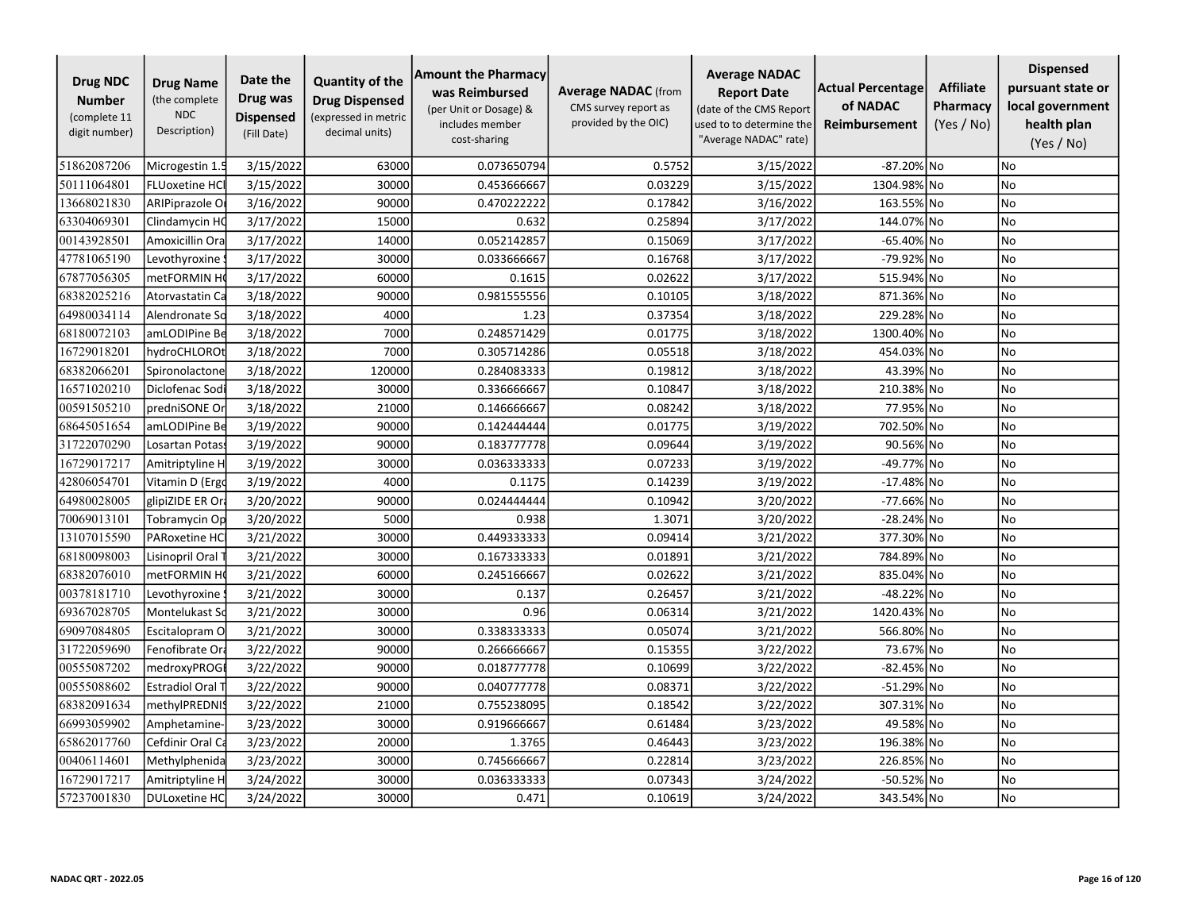| Drug NDC Number (complete 11 digit number) | Drug Name (the complete NDC Description) | Date the Drug was Dispensed (Fill Date) | Quantity of the Drug Dispensed (expressed in metric decimal units) | Amount the Pharmacy was Reimbursed (per Unit or Dosage) & includes member cost-sharing | Average NADAC (from CMS survey report as provided by the OIC) | Average NADAC Report Date (date of the CMS Report used to to determine the "Average NADAC" rate) | Actual Percentage of NADAC Reimbursement | Affiliate Pharmacy (Yes / No) | Dispensed pursuant state or local government health plan (Yes / No) |
|---|---|---|---|---|---|---|---|---|---|
| 51862087206 | Microgestin 1.5 | 3/15/2022 | 63000 | 0.073650794 | 0.5752 | 3/15/2022 | -87.20% | No | No |
| 50111064801 | FLUoxetine HCl | 3/15/2022 | 30000 | 0.453666667 | 0.03229 | 3/15/2022 | 1304.98% | No | No |
| 13668021830 | ARIPiprazole Or | 3/16/2022 | 90000 | 0.470222222 | 0.17842 | 3/16/2022 | 163.55% | No | No |
| 63304069301 | Clindamycin HC | 3/17/2022 | 15000 | 0.632 | 0.25894 | 3/17/2022 | 144.07% | No | No |
| 00143928501 | Amoxicillin Ora | 3/17/2022 | 14000 | 0.052142857 | 0.15069 | 3/17/2022 | -65.40% | No | No |
| 47781065190 | Levothyroxine S | 3/17/2022 | 30000 | 0.033666667 | 0.16768 | 3/17/2022 | -79.92% | No | No |
| 67877056305 | metFORMIN HC | 3/17/2022 | 60000 | 0.1615 | 0.02622 | 3/17/2022 | 515.94% | No | No |
| 68382025216 | Atorvastatin Ca | 3/18/2022 | 90000 | 0.981555556 | 0.10105 | 3/18/2022 | 871.36% | No | No |
| 64980034114 | Alendronate So | 3/18/2022 | 4000 | 1.23 | 0.37354 | 3/18/2022 | 229.28% | No | No |
| 68180072103 | amLODIPine Be | 3/18/2022 | 7000 | 0.248571429 | 0.01775 | 3/18/2022 | 1300.40% | No | No |
| 16729018201 | hydroCHLOROt | 3/18/2022 | 7000 | 0.305714286 | 0.05518 | 3/18/2022 | 454.03% | No | No |
| 68382066201 | Spironolactone | 3/18/2022 | 120000 | 0.284083333 | 0.19812 | 3/18/2022 | 43.39% | No | No |
| 16571020210 | Diclofenac Sodi | 3/18/2022 | 30000 | 0.336666667 | 0.10847 | 3/18/2022 | 210.38% | No | No |
| 00591505210 | predniSONE Or | 3/18/2022 | 21000 | 0.146666667 | 0.08242 | 3/18/2022 | 77.95% | No | No |
| 68645051654 | amLODIPine Be | 3/19/2022 | 90000 | 0.142444444 | 0.01775 | 3/19/2022 | 702.50% | No | No |
| 31722070290 | Losartan Potass | 3/19/2022 | 90000 | 0.183777778 | 0.09644 | 3/19/2022 | 90.56% | No | No |
| 16729017217 | Amitriptyline H | 3/19/2022 | 30000 | 0.036333333 | 0.07233 | 3/19/2022 | -49.77% | No | No |
| 42806054701 | Vitamin D (Ergo | 3/19/2022 | 4000 | 0.1175 | 0.14239 | 3/19/2022 | -17.48% | No | No |
| 64980028005 | glipiZIDE ER Ora | 3/20/2022 | 90000 | 0.024444444 | 0.10942 | 3/20/2022 | -77.66% | No | No |
| 70069013101 | Tobramycin Op | 3/20/2022 | 5000 | 0.938 | 1.3071 | 3/20/2022 | -28.24% | No | No |
| 13107015590 | PARoxetine HCl | 3/21/2022 | 30000 | 0.449333333 | 0.09414 | 3/21/2022 | 377.30% | No | No |
| 68180098003 | Lisinopril Oral T | 3/21/2022 | 30000 | 0.167333333 | 0.01891 | 3/21/2022 | 784.89% | No | No |
| 68382076010 | metFORMIN HC | 3/21/2022 | 60000 | 0.245166667 | 0.02622 | 3/21/2022 | 835.04% | No | No |
| 00378181710 | Levothyroxine S | 3/21/2022 | 30000 | 0.137 | 0.26457 | 3/21/2022 | -48.22% | No | No |
| 69367028705 | Montelukast So | 3/21/2022 | 30000 | 0.96 | 0.06314 | 3/21/2022 | 1420.43% | No | No |
| 69097084805 | Escitalopram O | 3/21/2022 | 30000 | 0.338333333 | 0.05074 | 3/21/2022 | 566.80% | No | No |
| 31722059690 | Fenofibrate Ora | 3/22/2022 | 90000 | 0.266666667 | 0.15355 | 3/22/2022 | 73.67% | No | No |
| 00555087202 | medroxyPROGE | 3/22/2022 | 90000 | 0.018777778 | 0.10699 | 3/22/2022 | -82.45% | No | No |
| 00555088602 | Estradiol Oral T | 3/22/2022 | 90000 | 0.040777778 | 0.08371 | 3/22/2022 | -51.29% | No | No |
| 68382091634 | methylPREDNIS | 3/22/2022 | 21000 | 0.755238095 | 0.18542 | 3/22/2022 | 307.31% | No | No |
| 66993059902 | Amphetamine- | 3/23/2022 | 30000 | 0.919666667 | 0.61484 | 3/23/2022 | 49.58% | No | No |
| 65862017760 | Cefdinir Oral Ca | 3/23/2022 | 20000 | 1.3765 | 0.46443 | 3/23/2022 | 196.38% | No | No |
| 00406114601 | Methylphenida | 3/23/2022 | 30000 | 0.745666667 | 0.22814 | 3/23/2022 | 226.85% | No | No |
| 16729017217 | Amitriptyline H | 3/24/2022 | 30000 | 0.036333333 | 0.07343 | 3/24/2022 | -50.52% | No | No |
| 57237001830 | DULoxetine HC | 3/24/2022 | 30000 | 0.471 | 0.10619 | 3/24/2022 | 343.54% | No | No |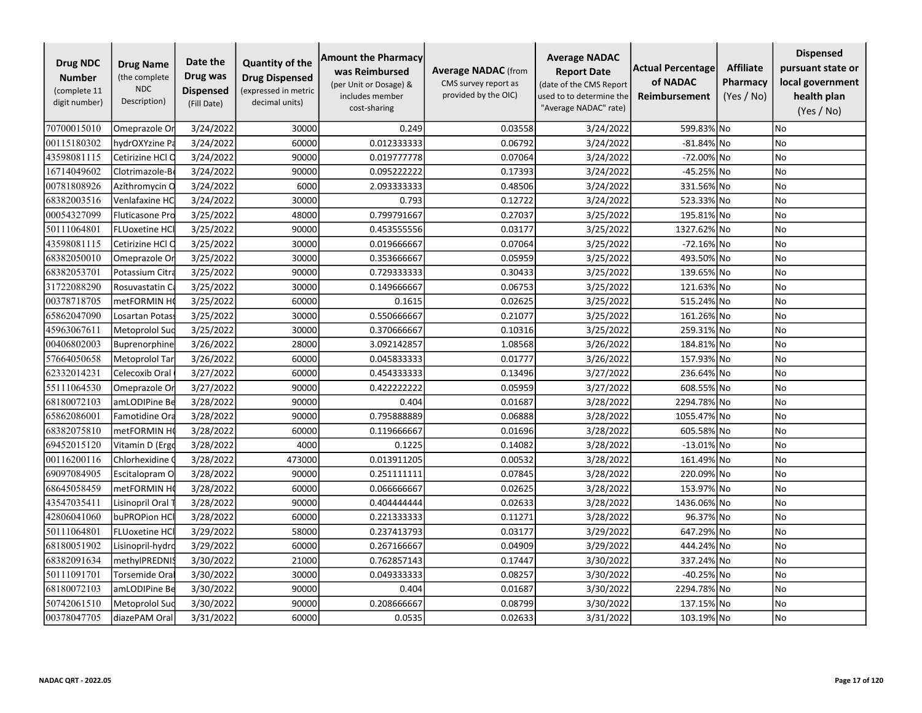| Drug NDC Number (complete 11 digit number) | Drug Name (the complete NDC Description) | Date the Drug was Dispensed (Fill Date) | Quantity of the Drug Dispensed (expressed in metric decimal units) | Amount the Pharmacy was Reimbursed (per Unit or Dosage) & includes member cost-sharing | Average NADAC (from CMS survey report as provided by the OIC) | Average NADAC Report Date (date of the CMS Report used to to determine the "Average NADAC" rate) | Actual Percentage of NADAC Reimbursement | Affiliate Pharmacy (Yes / No) | Dispensed pursuant state or local government health plan (Yes / No) |
|---|---|---|---|---|---|---|---|---|---|
| 70700015010 | Omeprazole Or | 3/24/2022 | 30000 | 0.249 | 0.03558 | 3/24/2022 | 599.83% | No | No |
| 00115180302 | hydrOXYzine Pa | 3/24/2022 | 60000 | 0.012333333 | 0.06792 | 3/24/2022 | -81.84% | No | No |
| 43598081115 | Cetirizine HCl O | 3/24/2022 | 90000 | 0.019777778 | 0.07064 | 3/24/2022 | -72.00% | No | No |
| 16714049602 | Clotrimazole-Be | 3/24/2022 | 90000 | 0.095222222 | 0.17393 | 3/24/2022 | -45.25% | No | No |
| 00781808926 | Azithromycin O | 3/24/2022 | 6000 | 2.093333333 | 0.48506 | 3/24/2022 | 331.56% | No | No |
| 68382003516 | Venlafaxine HC | 3/24/2022 | 30000 | 0.793 | 0.12722 | 3/24/2022 | 523.33% | No | No |
| 00054327099 | Fluticasone Pro | 3/25/2022 | 48000 | 0.799791667 | 0.27037 | 3/25/2022 | 195.81% | No | No |
| 50111064801 | FLUoxetine HCl | 3/25/2022 | 90000 | 0.453555556 | 0.03177 | 3/25/2022 | 1327.62% | No | No |
| 43598081115 | Cetirizine HCl O | 3/25/2022 | 30000 | 0.019666667 | 0.07064 | 3/25/2022 | -72.16% | No | No |
| 68382050010 | Omeprazole Or | 3/25/2022 | 30000 | 0.353666667 | 0.05959 | 3/25/2022 | 493.50% | No | No |
| 68382053701 | Potassium Citra | 3/25/2022 | 90000 | 0.729333333 | 0.30433 | 3/25/2022 | 139.65% | No | No |
| 31722088290 | Rosuvastatin Ca | 3/25/2022 | 30000 | 0.149666667 | 0.06753 | 3/25/2022 | 121.63% | No | No |
| 00378718705 | metFORMIN HC | 3/25/2022 | 60000 | 0.1615 | 0.02625 | 3/25/2022 | 515.24% | No | No |
| 65862047090 | Losartan Potass | 3/25/2022 | 30000 | 0.550666667 | 0.21077 | 3/25/2022 | 161.26% | No | No |
| 45963067611 | Metoprolol Suc | 3/25/2022 | 30000 | 0.370666667 | 0.10316 | 3/25/2022 | 259.31% | No | No |
| 00406802003 | Buprenorphine | 3/26/2022 | 28000 | 3.092142857 | 1.08568 | 3/26/2022 | 184.81% | No | No |
| 57664050658 | Metoprolol Tar | 3/26/2022 | 60000 | 0.045833333 | 0.01777 | 3/26/2022 | 157.93% | No | No |
| 62332014231 | Celecoxib Oral | 3/27/2022 | 60000 | 0.454333333 | 0.13496 | 3/27/2022 | 236.64% | No | No |
| 55111064530 | Omeprazole Or | 3/27/2022 | 90000 | 0.422222222 | 0.05959 | 3/27/2022 | 608.55% | No | No |
| 68180072103 | amLODIPine Be | 3/28/2022 | 90000 | 0.404 | 0.01687 | 3/28/2022 | 2294.78% | No | No |
| 65862086001 | Famotidine Ora | 3/28/2022 | 90000 | 0.795888889 | 0.06888 | 3/28/2022 | 1055.47% | No | No |
| 68382075810 | metFORMIN HC | 3/28/2022 | 60000 | 0.119666667 | 0.01696 | 3/28/2022 | 605.58% | No | No |
| 69452015120 | Vitamin D (Ergo | 3/28/2022 | 4000 | 0.1225 | 0.14082 | 3/28/2022 | -13.01% | No | No |
| 00116200116 | Chlorhexidine G | 3/28/2022 | 473000 | 0.013911205 | 0.00532 | 3/28/2022 | 161.49% | No | No |
| 69097084905 | Escitalopram O | 3/28/2022 | 90000 | 0.251111111 | 0.07845 | 3/28/2022 | 220.09% | No | No |
| 68645058459 | metFORMIN HC | 3/28/2022 | 60000 | 0.066666667 | 0.02625 | 3/28/2022 | 153.97% | No | No |
| 43547035411 | Lisinopril Oral T | 3/28/2022 | 90000 | 0.404444444 | 0.02633 | 3/28/2022 | 1436.06% | No | No |
| 42806041060 | buPROPion HCl | 3/28/2022 | 60000 | 0.221333333 | 0.11271 | 3/28/2022 | 96.37% | No | No |
| 50111064801 | FLUoxetine HCl | 3/29/2022 | 58000 | 0.237413793 | 0.03177 | 3/29/2022 | 647.29% | No | No |
| 68180051902 | Lisinopril-hydro | 3/29/2022 | 60000 | 0.267166667 | 0.04909 | 3/29/2022 | 444.24% | No | No |
| 68382091634 | methylPREDNIS | 3/30/2022 | 21000 | 0.762857143 | 0.17447 | 3/30/2022 | 337.24% | No | No |
| 50111091701 | Torsemide Oral | 3/30/2022 | 30000 | 0.049333333 | 0.08257 | 3/30/2022 | -40.25% | No | No |
| 68180072103 | amLODIPine Be | 3/30/2022 | 90000 | 0.404 | 0.01687 | 3/30/2022 | 2294.78% | No | No |
| 50742061510 | Metoprolol Suc | 3/30/2022 | 90000 | 0.208666667 | 0.08799 | 3/30/2022 | 137.15% | No | No |
| 00378047705 | diazePAM Oral | 3/31/2022 | 60000 | 0.0535 | 0.02633 | 3/31/2022 | 103.19% | No | No |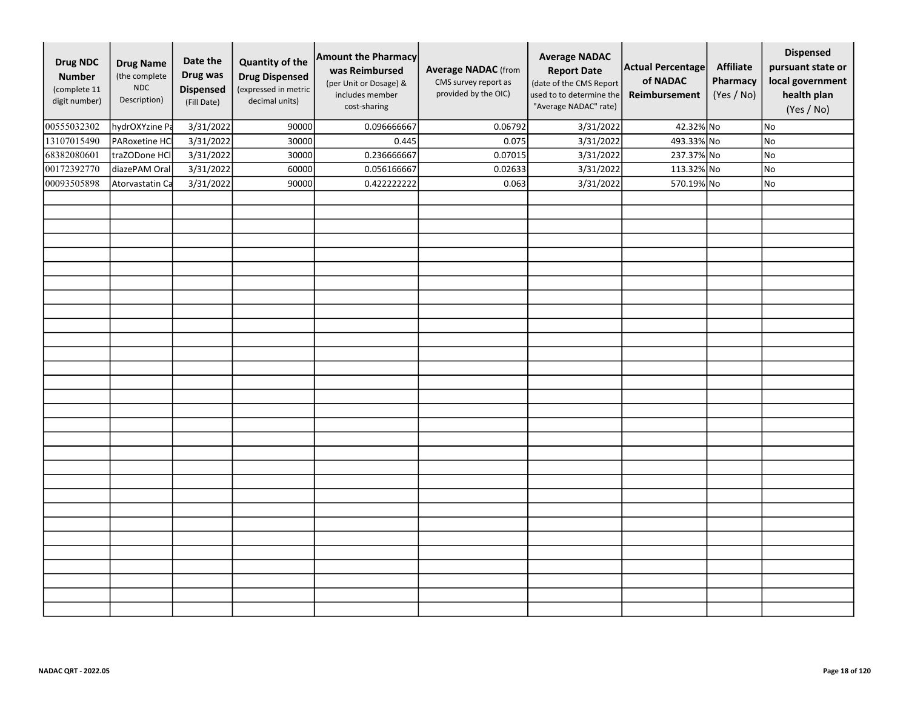| Drug NDC Number (complete 11 digit number) | Drug Name (the complete NDC Description) | Date the Drug was Dispensed (Fill Date) | Quantity of the Drug Dispensed (expressed in metric decimal units) | Amount the Pharmacy was Reimbursed (per Unit or Dosage) & includes member cost-sharing | Average NADAC (from CMS survey report as provided by the OIC) | Average NADAC Report Date (date of the CMS Report used to to determine the "Average NADAC" rate) | Actual Percentage of NADAC Reimbursement | Affiliate Pharmacy (Yes / No) | Dispensed pursuant state or local government health plan (Yes / No) |
|---|---|---|---|---|---|---|---|---|---|
| 00555032302 | hydrOXYzine Pa | 3/31/2022 | 90000 | 0.096666667 | 0.06792 | 3/31/2022 | 42.32% | No | No |
| 13107015490 | PARoxetine HCl | 3/31/2022 | 30000 | 0.445 | 0.075 | 3/31/2022 | 493.33% | No | No |
| 68382080601 | traZODone HCl | 3/31/2022 | 30000 | 0.236666667 | 0.07015 | 3/31/2022 | 237.37% | No | No |
| 00172392770 | diazePAM Oral | 3/31/2022 | 60000 | 0.056166667 | 0.02633 | 3/31/2022 | 113.32% | No | No |
| 00093505898 | Atorvastatin Ca | 3/31/2022 | 90000 | 0.422222222 | 0.063 | 3/31/2022 | 570.19% | No | No |